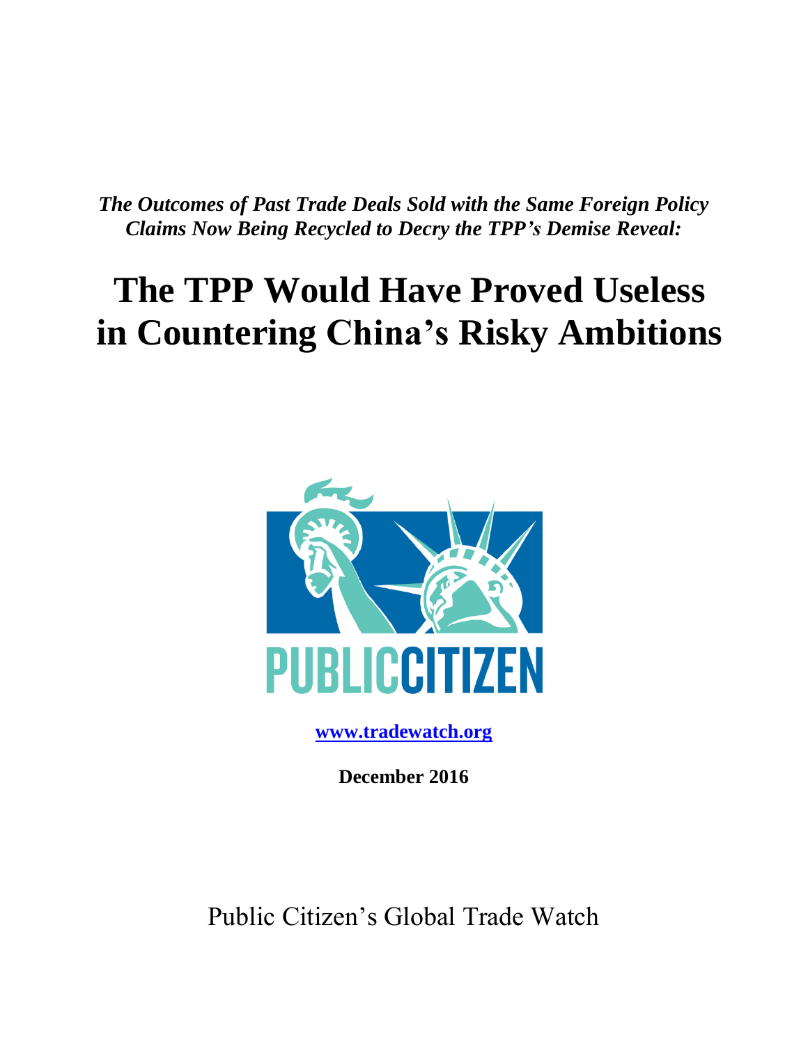***The Outcomes of Past Trade Deals Sold with the Same Foreign Policy Claims Now Being Recycled to Decry the TPP's Demise Reveal:***

# The TPP Would Have Proved Useless in Countering China's Risky Ambitions

PUBLIC CITIZEN

**www.tradewatch.org**

**December 2016**

Public Citizen's Global Trade Watch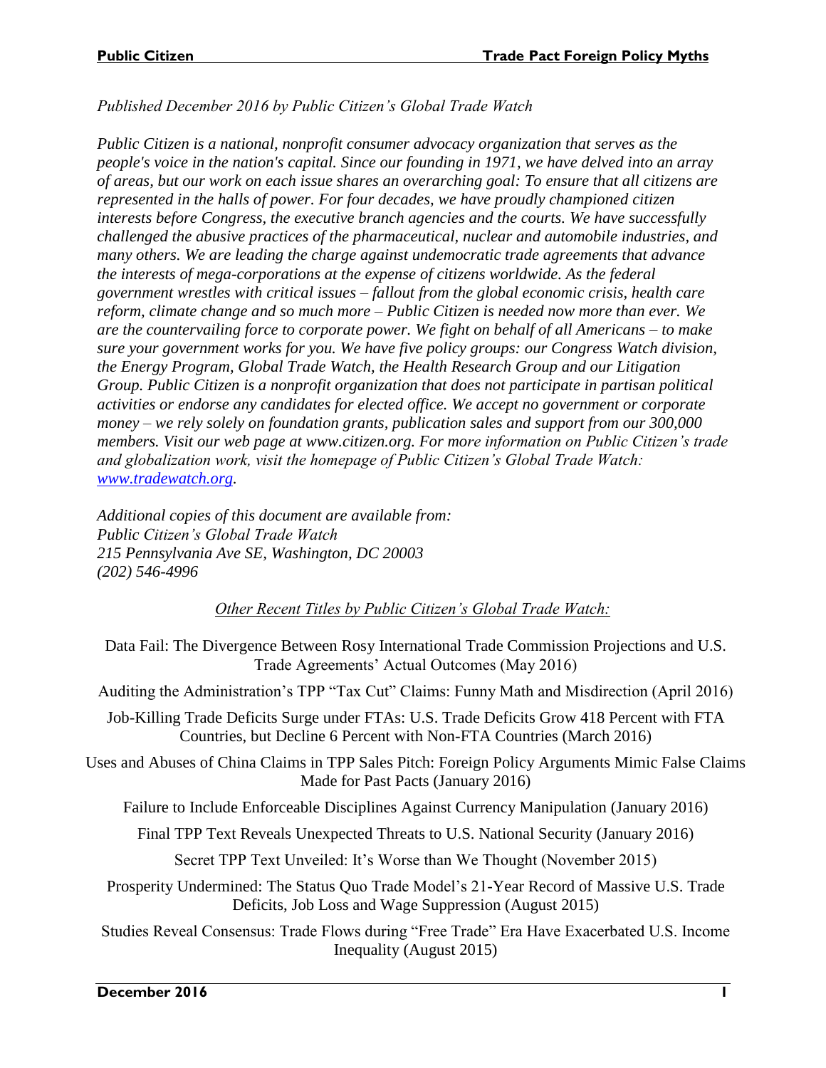*Published December 2016 by Public Citizen's Global Trade Watch*

*Public Citizen is a national, nonprofit consumer advocacy organization that serves as the people's voice in the nation's capital. Since our founding in 1971, we have delved into an array of areas, but our work on each issue shares an overarching goal: To ensure that all citizens are represented in the halls of power. For four decades, we have proudly championed citizen interests before Congress, the executive branch agencies and the courts. We have successfully challenged the abusive practices of the pharmaceutical, nuclear and automobile industries, and many others. We are leading the charge against undemocratic trade agreements that advance the interests of mega-corporations at the expense of citizens worldwide. As the federal government wrestles with critical issues – fallout from the global economic crisis, health care reform, climate change and so much more – Public Citizen is needed now more than ever. We are the countervailing force to corporate power. We fight on behalf of all Americans – to make sure your government works for you. We have five policy groups: our Congress Watch division, the Energy Program, Global Trade Watch, the Health Research Group and our Litigation Group. Public Citizen is a nonprofit organization that does not participate in partisan political activities or endorse any candidates for elected office. We accept no government or corporate money – we rely solely on foundation grants, publication sales and support from our 300,000 members. Visit our web page at www.citizen.org. For more information on Public Citizen's trade and globalization work, visit the homepage of Public Citizen's Global Trade Watch: [www.tradewatch.org](http://www.tradewatch.org).*

*Additional copies of this document are available from:*
*Public Citizen's Global Trade Watch*
*215 Pennsylvania Ave SE, Washington, DC 20003*
*(202) 546-4996*

*Other Recent Titles by Public Citizen's Global Trade Watch:*

Data Fail: The Divergence Between Rosy International Trade Commission Projections and U.S. Trade Agreements' Actual Outcomes (May 2016)

Auditing the Administration's TPP "Tax Cut" Claims: Funny Math and Misdirection (April 2016)

Job-Killing Trade Deficits Surge under FTAs: U.S. Trade Deficits Grow 418 Percent with FTA Countries, but Decline 6 Percent with Non-FTA Countries (March 2016)

Uses and Abuses of China Claims in TPP Sales Pitch: Foreign Policy Arguments Mimic False Claims Made for Past Pacts (January 2016)

Failure to Include Enforceable Disciplines Against Currency Manipulation (January 2016)

Final TPP Text Reveals Unexpected Threats to U.S. National Security (January 2016)

Secret TPP Text Unveiled: It's Worse than We Thought (November 2015)

Prosperity Undermined: The Status Quo Trade Model's 21-Year Record of Massive U.S. Trade Deficits, Job Loss and Wage Suppression (August 2015)

Studies Reveal Consensus: Trade Flows during "Free Trade" Era Have Exacerbated U.S. Income Inequality (August 2015)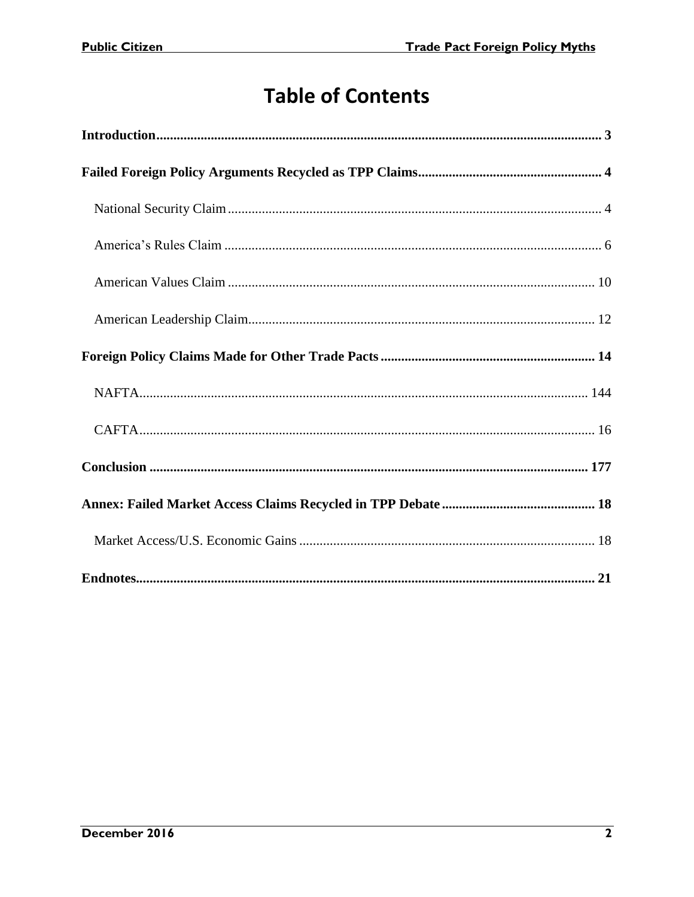# Table of Contents

**Introduction** ... **3**

**Failed Foreign Policy Arguments Recycled as TPP Claims** ... **4**

- National Security Claim ... 4
- America's Rules Claim ... 6
- American Values Claim ... 10
- American Leadership Claim ... 12

**Foreign Policy Claims Made for Other Trade Pacts** ... **14**

- NAFTA ... 144
- CAFTA ... 16

**Conclusion** ... **177**

**Annex: Failed Market Access Claims Recycled in TPP Debate** ... **18**

- Market Access/U.S. Economic Gains ... 18

**Endnotes** ... **21**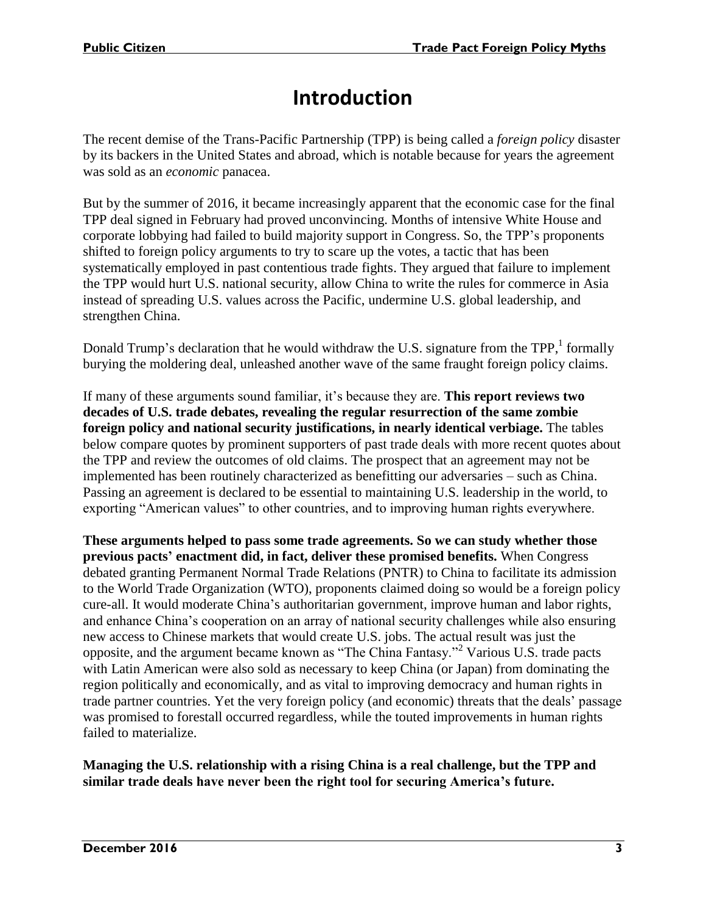# Introduction

The recent demise of the Trans-Pacific Partnership (TPP) is being called a *foreign policy* disaster by its backers in the United States and abroad, which is notable because for years the agreement was sold as an *economic* panacea.

But by the summer of 2016, it became increasingly apparent that the economic case for the final TPP deal signed in February had proved unconvincing. Months of intensive White House and corporate lobbying had failed to build majority support in Congress. So, the TPP's proponents shifted to foreign policy arguments to try to scare up the votes, a tactic that has been systematically employed in past contentious trade fights. They argued that failure to implement the TPP would hurt U.S. national security, allow China to write the rules for commerce in Asia instead of spreading U.S. values across the Pacific, undermine U.S. global leadership, and strengthen China.

Donald Trump's declaration that he would withdraw the U.S. signature from the TPP,[1] formally burying the moldering deal, unleashed another wave of the same fraught foreign policy claims.

If many of these arguments sound familiar, it's because they are. **This report reviews two decades of U.S. trade debates, revealing the regular resurrection of the same zombie foreign policy and national security justifications, in nearly identical verbiage.** The tables below compare quotes by prominent supporters of past trade deals with more recent quotes about the TPP and review the outcomes of old claims. The prospect that an agreement may not be implemented has been routinely characterized as benefitting our adversaries – such as China. Passing an agreement is declared to be essential to maintaining U.S. leadership in the world, to exporting "American values" to other countries, and to improving human rights everywhere.

**These arguments helped to pass some trade agreements. So we can study whether those previous pacts' enactment did, in fact, deliver these promised benefits.** When Congress debated granting Permanent Normal Trade Relations (PNTR) to China to facilitate its admission to the World Trade Organization (WTO), proponents claimed doing so would be a foreign policy cure-all. It would moderate China's authoritarian government, improve human and labor rights, and enhance China's cooperation on an array of national security challenges while also ensuring new access to Chinese markets that would create U.S. jobs. The actual result was just the opposite, and the argument became known as "The China Fantasy."[2] Various U.S. trade pacts with Latin American were also sold as necessary to keep China (or Japan) from dominating the region politically and economically, and as vital to improving democracy and human rights in trade partner countries. Yet the very foreign policy (and economic) threats that the deals' passage was promised to forestall occurred regardless, while the touted improvements in human rights failed to materialize.

**Managing the U.S. relationship with a rising China is a real challenge, but the TPP and similar trade deals have never been the right tool for securing America's future.**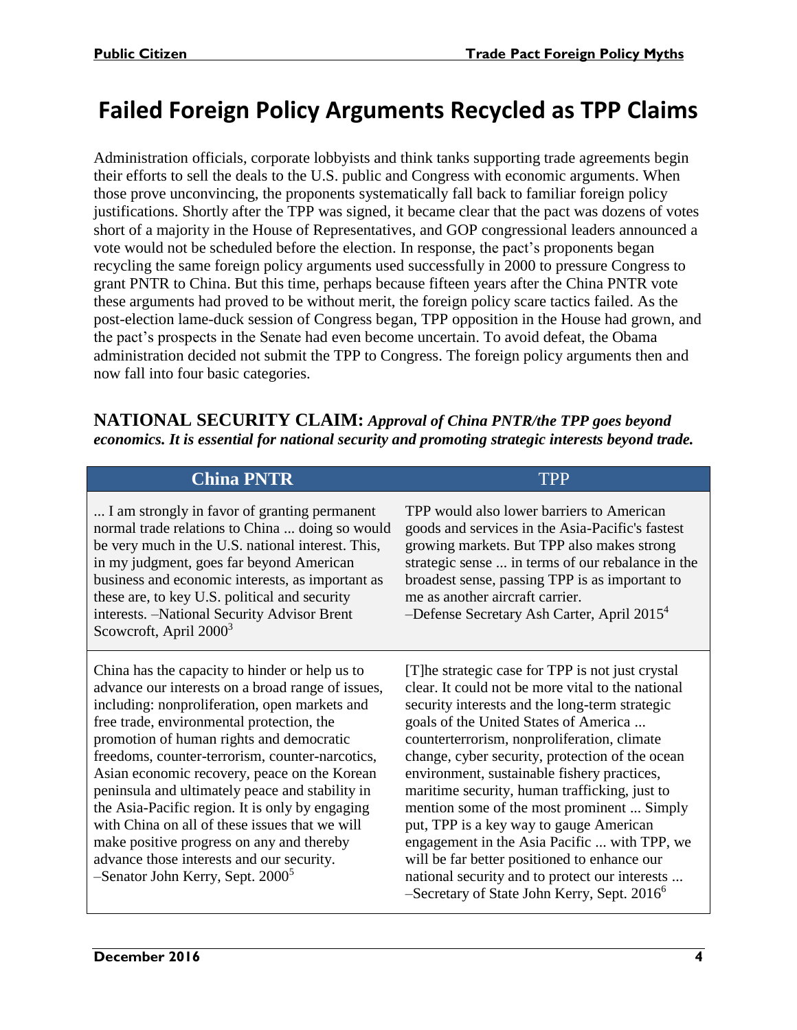# Failed Foreign Policy Arguments Recycled as TPP Claims

Administration officials, corporate lobbyists and think tanks supporting trade agreements begin their efforts to sell the deals to the U.S. public and Congress with economic arguments. When those prove unconvincing, the proponents systematically fall back to familiar foreign policy justifications. Shortly after the TPP was signed, it became clear that the pact was dozens of votes short of a majority in the House of Representatives, and GOP congressional leaders announced a vote would not be scheduled before the election. In response, the pact's proponents began recycling the same foreign policy arguments used successfully in 2000 to pressure Congress to grant PNTR to China. But this time, perhaps because fifteen years after the China PNTR vote these arguments had proved to be without merit, the foreign policy scare tactics failed. As the post-election lame-duck session of Congress began, TPP opposition in the House had grown, and the pact's prospects in the Senate had even become uncertain. To avoid defeat, the Obama administration decided not submit the TPP to Congress. The foreign policy arguments then and now fall into four basic categories.

### NATIONAL SECURITY CLAIM: *Approval of China PNTR/the TPP goes beyond economics. It is essential for national security and promoting strategic interests beyond trade.*

| China PNTR | TPP |
| --- | --- |
| ... I am strongly in favor of granting permanent normal trade relations to China ... doing so would be very much in the U.S. national interest. This, in my judgment, goes far beyond American business and economic interests, as important as these are, to key U.S. political and security interests. –National Security Advisor Brent Scowcroft, April 2000[3] | TPP would also lower barriers to American goods and services in the Asia-Pacific's fastest growing markets. But TPP also makes strong strategic sense ... in terms of our rebalance in the broadest sense, passing TPP is as important to me as another aircraft carrier. –Defense Secretary Ash Carter, April 2015[4] |
| China has the capacity to hinder or help us to advance our interests on a broad range of issues, including: nonproliferation, open markets and free trade, environmental protection, the promotion of human rights and democratic freedoms, counter-terrorism, counter-narcotics, Asian economic recovery, peace on the Korean peninsula and ultimately peace and stability in the Asia-Pacific region. It is only by engaging with China on all of these issues that we will make positive progress on any and thereby advance those interests and our security. –Senator John Kerry, Sept. 2000[5] | [T]he strategic case for TPP is not just crystal clear. It could not be more vital to the national security interests and the long-term strategic goals of the United States of America ... counterterrorism, nonproliferation, climate change, cyber security, protection of the ocean environment, sustainable fishery practices, maritime security, human trafficking, just to mention some of the most prominent ... Simply put, TPP is a key way to gauge American engagement in the Asia Pacific ... with TPP, we will be far better positioned to enhance our national security and to protect our interests ... –Secretary of State John Kerry, Sept. 2016[6] |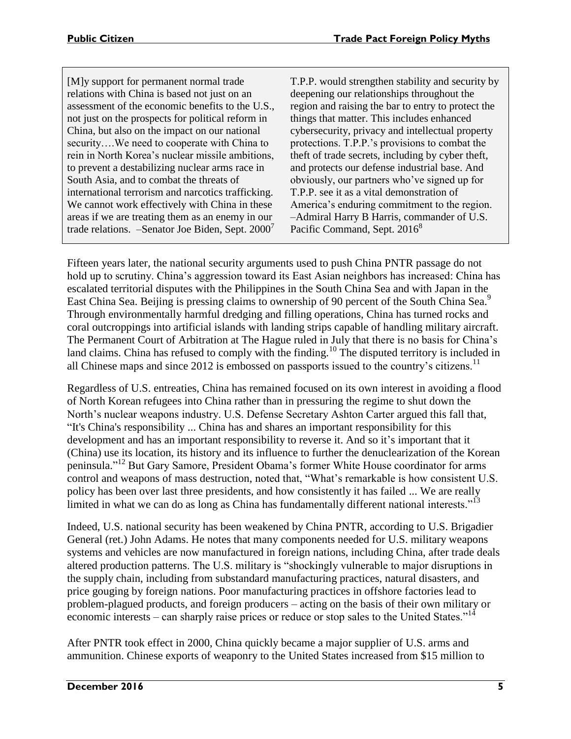[M]y support for permanent normal trade relations with China is based not just on an assessment of the economic benefits to the U.S., not just on the prospects for political reform in China, but also on the impact on our national security….We need to cooperate with China to rein in North Korea's nuclear missile ambitions, to prevent a destabilizing nuclear arms race in South Asia, and to combat the threats of international terrorism and narcotics trafficking. We cannot work effectively with China in these areas if we are treating them as an enemy in our trade relations. –Senator Joe Biden, Sept. 2000[7]

T.P.P. would strengthen stability and security by deepening our relationships throughout the region and raising the bar to entry to protect the things that matter. This includes enhanced cybersecurity, privacy and intellectual property protections. T.P.P.'s provisions to combat the theft of trade secrets, including by cyber theft, and protects our defense industrial base. And obviously, our partners who've signed up for T.P.P. see it as a vital demonstration of America's enduring commitment to the region. –Admiral Harry B Harris, commander of U.S. Pacific Command, Sept. 2016[8]

Fifteen years later, the national security arguments used to push China PNTR passage do not hold up to scrutiny. China's aggression toward its East Asian neighbors has increased: China has escalated territorial disputes with the Philippines in the South China Sea and with Japan in the East China Sea. Beijing is pressing claims to ownership of 90 percent of the South China Sea.[9] Through environmentally harmful dredging and filling operations, China has turned rocks and coral outcroppings into artificial islands with landing strips capable of handling military aircraft. The Permanent Court of Arbitration at The Hague ruled in July that there is no basis for China's land claims. China has refused to comply with the finding.[10] The disputed territory is included in all Chinese maps and since 2012 is embossed on passports issued to the country's citizens.[11]

Regardless of U.S. entreaties, China has remained focused on its own interest in avoiding a flood of North Korean refugees into China rather than in pressuring the regime to shut down the North's nuclear weapons industry. U.S. Defense Secretary Ashton Carter argued this fall that, "It's China's responsibility ... China has and shares an important responsibility for this development and has an important responsibility to reverse it. And so it's important that it (China) use its location, its history and its influence to further the denuclearization of the Korean peninsula."[12] But Gary Samore, President Obama's former White House coordinator for arms control and weapons of mass destruction, noted that, "What's remarkable is how consistent U.S. policy has been over last three presidents, and how consistently it has failed ... We are really limited in what we can do as long as China has fundamentally different national interests."[13]

Indeed, U.S. national security has been weakened by China PNTR, according to U.S. Brigadier General (ret.) John Adams. He notes that many components needed for U.S. military weapons systems and vehicles are now manufactured in foreign nations, including China, after trade deals altered production patterns. The U.S. military is "shockingly vulnerable to major disruptions in the supply chain, including from substandard manufacturing practices, natural disasters, and price gouging by foreign nations. Poor manufacturing practices in offshore factories lead to problem-plagued products, and foreign producers – acting on the basis of their own military or economic interests – can sharply raise prices or reduce or stop sales to the United States."[14]

After PNTR took effect in 2000, China quickly became a major supplier of U.S. arms and ammunition. Chinese exports of weaponry to the United States increased from $15 million to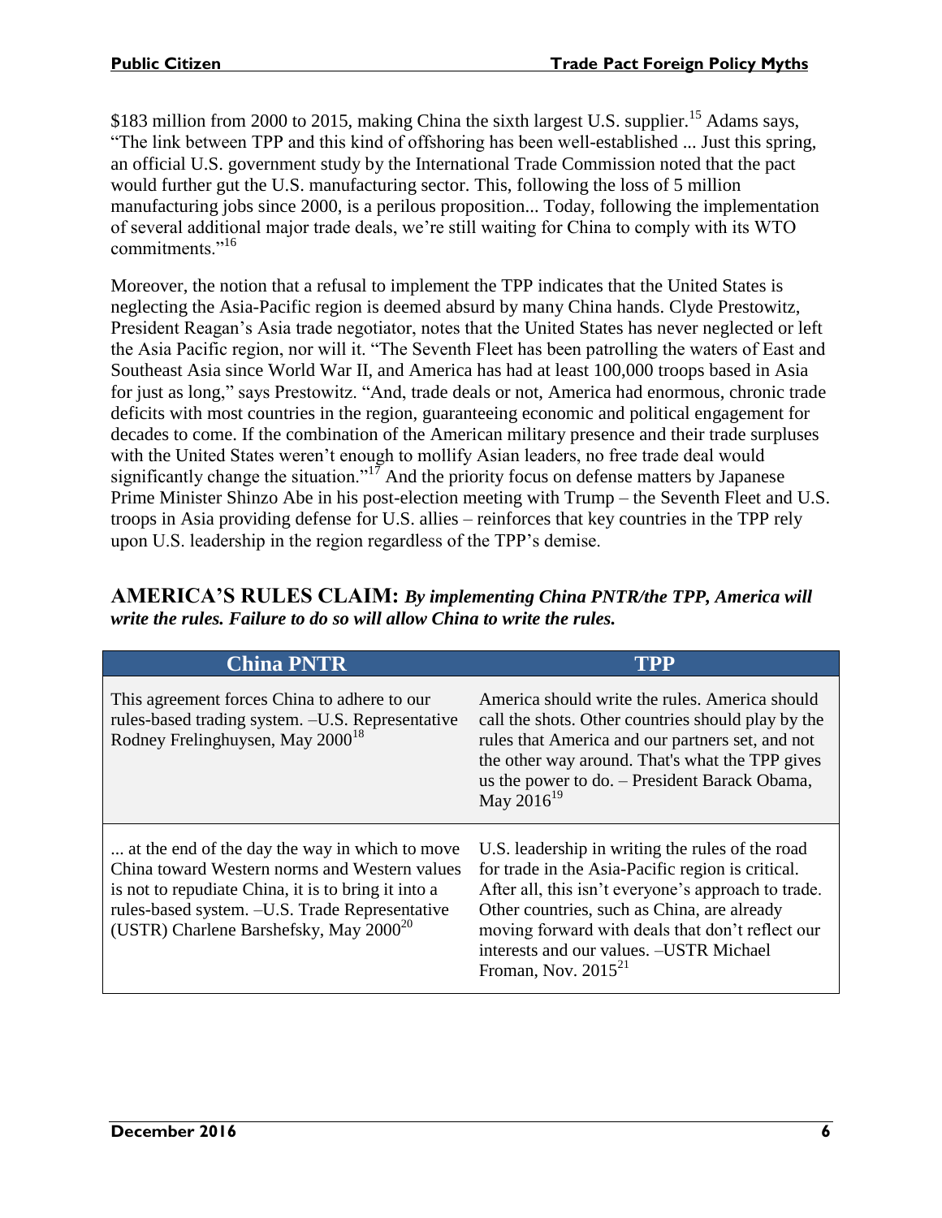$183 million from 2000 to 2015, making China the sixth largest U.S. supplier.[15] Adams says, "The link between TPP and this kind of offshoring has been well-established ... Just this spring, an official U.S. government study by the International Trade Commission noted that the pact would further gut the U.S. manufacturing sector. This, following the loss of 5 million manufacturing jobs since 2000, is a perilous proposition... Today, following the implementation of several additional major trade deals, we're still waiting for China to comply with its WTO commitments."[16]

Moreover, the notion that a refusal to implement the TPP indicates that the United States is neglecting the Asia-Pacific region is deemed absurd by many China hands. Clyde Prestowitz, President Reagan's Asia trade negotiator, notes that the United States has never neglected or left the Asia Pacific region, nor will it. "The Seventh Fleet has been patrolling the waters of East and Southeast Asia since World War II, and America has had at least 100,000 troops based in Asia for just as long," says Prestowitz. "And, trade deals or not, America had enormous, chronic trade deficits with most countries in the region, guaranteeing economic and political engagement for decades to come. If the combination of the American military presence and their trade surpluses with the United States weren't enough to mollify Asian leaders, no free trade deal would significantly change the situation."[17] And the priority focus on defense matters by Japanese Prime Minister Shinzo Abe in his post-election meeting with Trump – the Seventh Fleet and U.S. troops in Asia providing defense for U.S. allies – reinforces that key countries in the TPP rely upon U.S. leadership in the region regardless of the TPP's demise.

## AMERICA'S RULES CLAIM: *By implementing China PNTR/the TPP, America will write the rules. Failure to do so will allow China to write the rules.*

| China PNTR | TPP |
|---|---|
| This agreement forces China to adhere to our rules-based trading system. –U.S. Representative Rodney Frelinghuysen, May 2000[18] | America should write the rules. America should call the shots. Other countries should play by the rules that America and our partners set, and not the other way around. That's what the TPP gives us the power to do. – President Barack Obama, May 2016[19] |
| ... at the end of the day the way in which to move China toward Western norms and Western values is not to repudiate China, it is to bring it into a rules-based system. –U.S. Trade Representative (USTR) Charlene Barshefsky, May 2000[20] | U.S. leadership in writing the rules of the road for trade in the Asia-Pacific region is critical. After all, this isn't everyone's approach to trade. Other countries, such as China, are already moving forward with deals that don't reflect our interests and our values. –USTR Michael Froman, Nov. 2015[21] |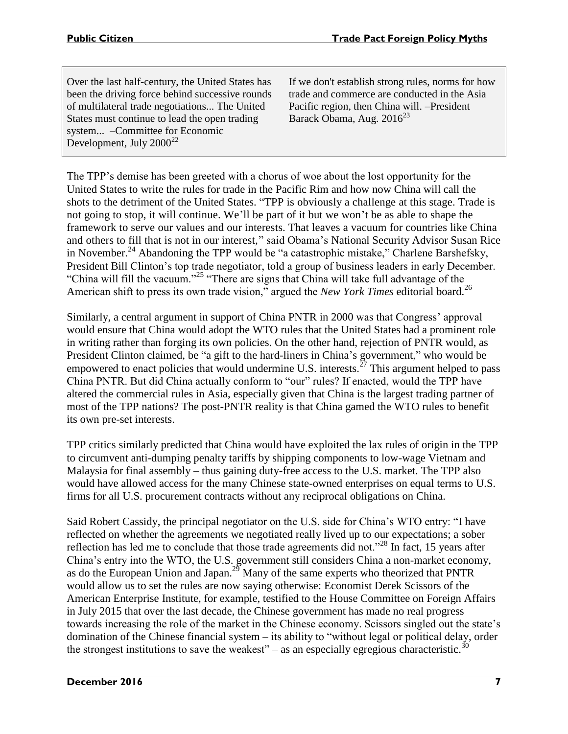> Over the last half-century, the United States has been the driving force behind successive rounds of multilateral trade negotiations... The United States must continue to lead the open trading system... –Committee for Economic Development, July 2000[22]

> If we don't establish strong rules, norms for how trade and commerce are conducted in the Asia Pacific region, then China will. –President Barack Obama, Aug. 2016[23]

The TPP's demise has been greeted with a chorus of woe about the lost opportunity for the United States to write the rules for trade in the Pacific Rim and how now China will call the shots to the detriment of the United States. "TPP is obviously a challenge at this stage. Trade is not going to stop, it will continue. We'll be part of it but we won't be as able to shape the framework to serve our values and our interests. That leaves a vacuum for countries like China and others to fill that is not in our interest," said Obama's National Security Advisor Susan Rice in November.[24] Abandoning the TPP would be "a catastrophic mistake," Charlene Barshefsky, President Bill Clinton's top trade negotiator, told a group of business leaders in early December. "China will fill the vacuum."[25] "There are signs that China will take full advantage of the American shift to press its own trade vision," argued the *New York Times* editorial board.[26]

Similarly, a central argument in support of China PNTR in 2000 was that Congress' approval would ensure that China would adopt the WTO rules that the United States had a prominent role in writing rather than forging its own policies. On the other hand, rejection of PNTR would, as President Clinton claimed, be "a gift to the hard-liners in China's government," who would be empowered to enact policies that would undermine U.S. interests.[27] This argument helped to pass China PNTR. But did China actually conform to "our" rules? If enacted, would the TPP have altered the commercial rules in Asia, especially given that China is the largest trading partner of most of the TPP nations? The post-PNTR reality is that China gamed the WTO rules to benefit its own pre-set interests.

TPP critics similarly predicted that China would have exploited the lax rules of origin in the TPP to circumvent anti-dumping penalty tariffs by shipping components to low-wage Vietnam and Malaysia for final assembly – thus gaining duty-free access to the U.S. market. The TPP also would have allowed access for the many Chinese state-owned enterprises on equal terms to U.S. firms for all U.S. procurement contracts without any reciprocal obligations on China.

Said Robert Cassidy, the principal negotiator on the U.S. side for China's WTO entry: "I have reflected on whether the agreements we negotiated really lived up to our expectations; a sober reflection has led me to conclude that those trade agreements did not."[28] In fact, 15 years after China's entry into the WTO, the U.S. government still considers China a non-market economy, as do the European Union and Japan.[29] Many of the same experts who theorized that PNTR would allow us to set the rules are now saying otherwise: Economist Derek Scissors of the American Enterprise Institute, for example, testified to the House Committee on Foreign Affairs in July 2015 that over the last decade, the Chinese government has made no real progress towards increasing the role of the market in the Chinese economy. Scissors singled out the state's domination of the Chinese financial system – its ability to "without legal or political delay, order the strongest institutions to save the weakest" – as an especially egregious characteristic.[30]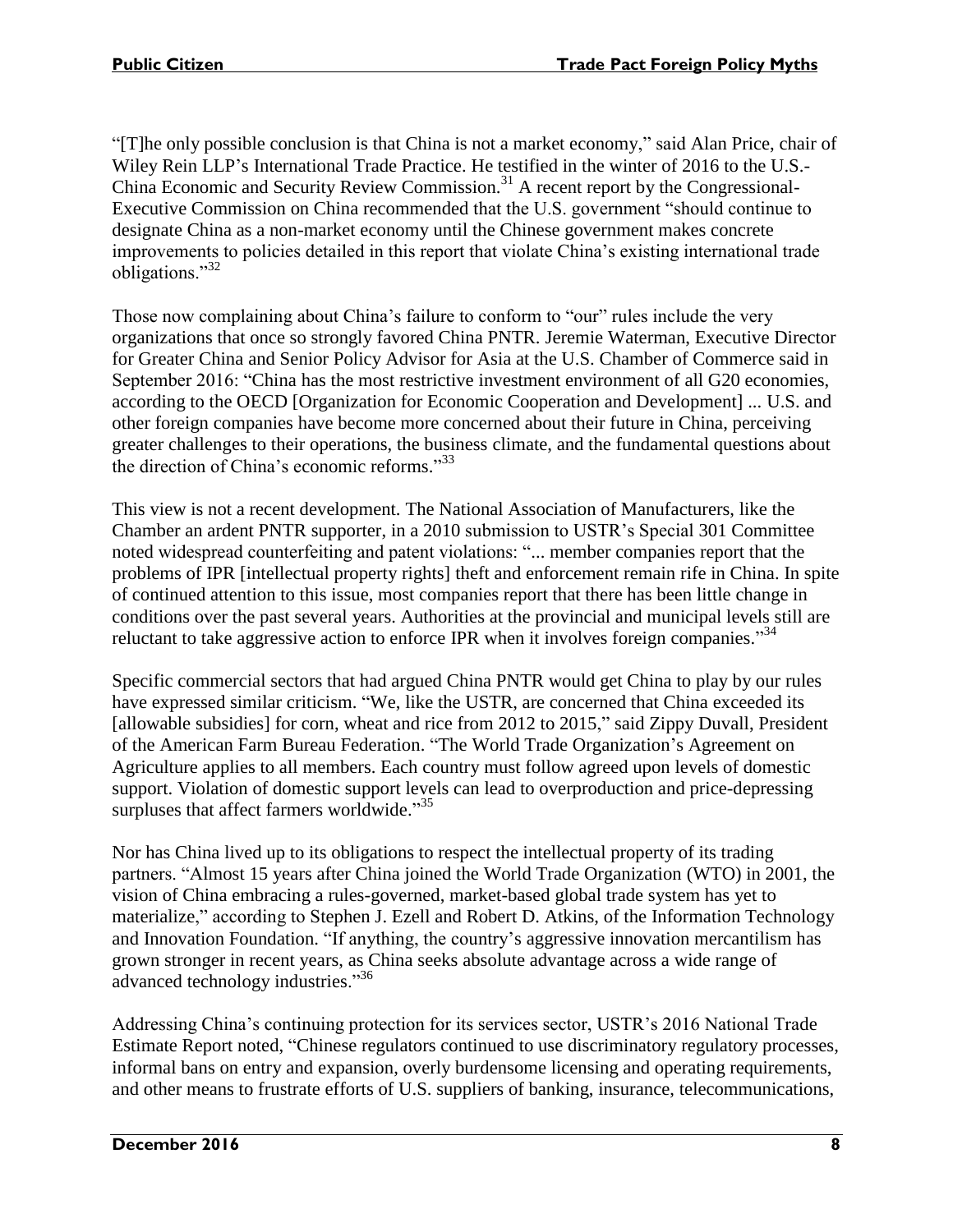"[T]he only possible conclusion is that China is not a market economy," said Alan Price, chair of Wiley Rein LLP's International Trade Practice. He testified in the winter of 2016 to the U.S.-China Economic and Security Review Commission.[31] A recent report by the Congressional-Executive Commission on China recommended that the U.S. government "should continue to designate China as a non-market economy until the Chinese government makes concrete improvements to policies detailed in this report that violate China's existing international trade obligations."[32]

Those now complaining about China's failure to conform to "our" rules include the very organizations that once so strongly favored China PNTR. Jeremie Waterman, Executive Director for Greater China and Senior Policy Advisor for Asia at the U.S. Chamber of Commerce said in September 2016: "China has the most restrictive investment environment of all G20 economies, according to the OECD [Organization for Economic Cooperation and Development] ... U.S. and other foreign companies have become more concerned about their future in China, perceiving greater challenges to their operations, the business climate, and the fundamental questions about the direction of China's economic reforms."[33]

This view is not a recent development. The National Association of Manufacturers, like the Chamber an ardent PNTR supporter, in a 2010 submission to USTR's Special 301 Committee noted widespread counterfeiting and patent violations: "... member companies report that the problems of IPR [intellectual property rights] theft and enforcement remain rife in China. In spite of continued attention to this issue, most companies report that there has been little change in conditions over the past several years. Authorities at the provincial and municipal levels still are reluctant to take aggressive action to enforce IPR when it involves foreign companies."[34]

Specific commercial sectors that had argued China PNTR would get China to play by our rules have expressed similar criticism. "We, like the USTR, are concerned that China exceeded its [allowable subsidies] for corn, wheat and rice from 2012 to 2015," said Zippy Duvall, President of the American Farm Bureau Federation. "The World Trade Organization's Agreement on Agriculture applies to all members. Each country must follow agreed upon levels of domestic support. Violation of domestic support levels can lead to overproduction and price-depressing surpluses that affect farmers worldwide."[35]

Nor has China lived up to its obligations to respect the intellectual property of its trading partners. "Almost 15 years after China joined the World Trade Organization (WTO) in 2001, the vision of China embracing a rules-governed, market-based global trade system has yet to materialize," according to Stephen J. Ezell and Robert D. Atkins, of the Information Technology and Innovation Foundation. "If anything, the country's aggressive innovation mercantilism has grown stronger in recent years, as China seeks absolute advantage across a wide range of advanced technology industries."[36]

Addressing China's continuing protection for its services sector, USTR's 2016 National Trade Estimate Report noted, "Chinese regulators continued to use discriminatory regulatory processes, informal bans on entry and expansion, overly burdensome licensing and operating requirements, and other means to frustrate efforts of U.S. suppliers of banking, insurance, telecommunications,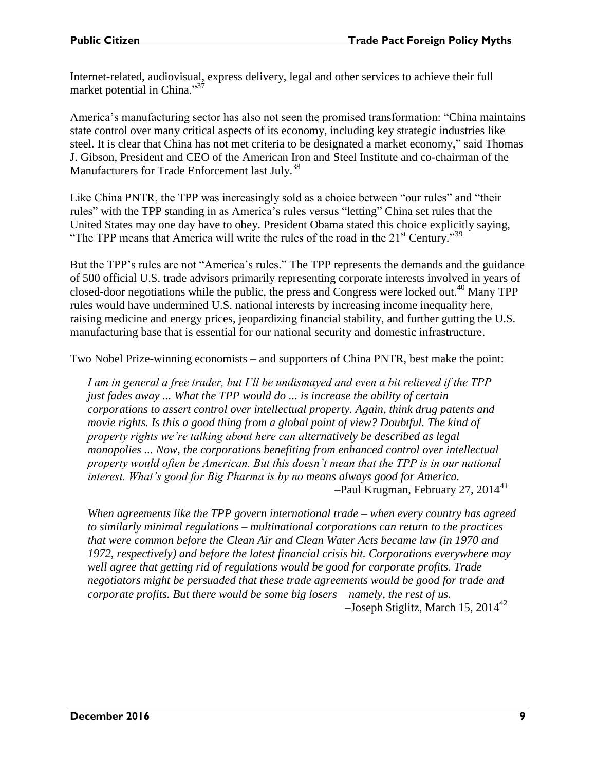Internet-related, audiovisual, express delivery, legal and other services to achieve their full market potential in China."[37]

America's manufacturing sector has also not seen the promised transformation: "China maintains state control over many critical aspects of its economy, including key strategic industries like steel. It is clear that China has not met criteria to be designated a market economy," said Thomas J. Gibson, President and CEO of the American Iron and Steel Institute and co-chairman of the Manufacturers for Trade Enforcement last July.[38]

Like China PNTR, the TPP was increasingly sold as a choice between "our rules" and "their rules" with the TPP standing in as America's rules versus "letting" China set rules that the United States may one day have to obey. President Obama stated this choice explicitly saying, "The TPP means that America will write the rules of the road in the 21st Century."[39]

But the TPP's rules are not "America's rules." The TPP represents the demands and the guidance of 500 official U.S. trade advisors primarily representing corporate interests involved in years of closed-door negotiations while the public, the press and Congress were locked out.[40] Many TPP rules would have undermined U.S. national interests by increasing income inequality here, raising medicine and energy prices, jeopardizing financial stability, and further gutting the U.S. manufacturing base that is essential for our national security and domestic infrastructure.

Two Nobel Prize-winning economists – and supporters of China PNTR, best make the point:

> *I am in general a free trader, but I'll be undismayed and even a bit relieved if the TPP just fades away ... What the TPP would do ... is increase the ability of certain corporations to assert control over intellectual property. Again, think drug patents and movie rights. Is this a good thing from a global point of view? Doubtful. The kind of property rights we're talking about here can alternatively be described as legal monopolies ... Now, the corporations benefiting from enhanced control over intellectual property would often be American. But this doesn't mean that the TPP is in our national interest. What's good for Big Pharma is by no means always good for America.*
>
> –Paul Krugman, February 27, 2014[41]

> *When agreements like the TPP govern international trade – when every country has agreed to similarly minimal regulations – multinational corporations can return to the practices that were common before the Clean Air and Clean Water Acts became law (in 1970 and 1972, respectively) and before the latest financial crisis hit. Corporations everywhere may well agree that getting rid of regulations would be good for corporate profits. Trade negotiators might be persuaded that these trade agreements would be good for trade and corporate profits. But there would be some big losers – namely, the rest of us.*
>
> –Joseph Stiglitz, March 15, 2014[42]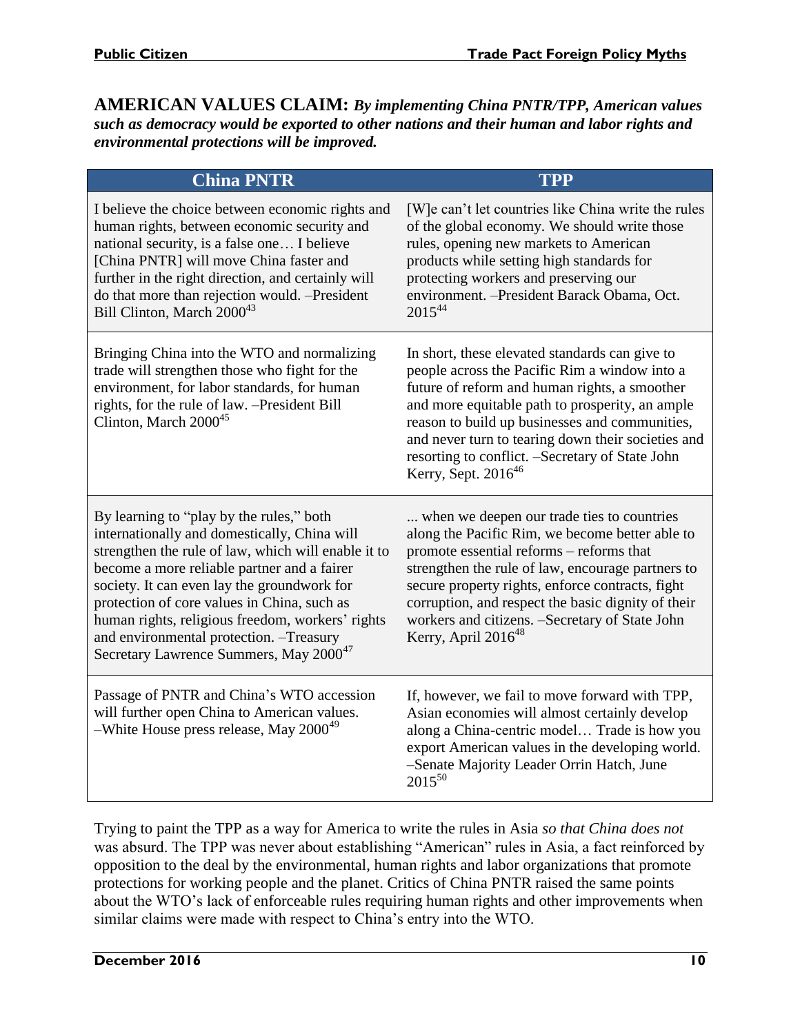**AMERICAN VALUES CLAIM:** ***By implementing China PNTR/TPP, American values such as democracy would be exported to other nations and their human and labor rights and environmental protections will be improved.***

| China PNTR | TPP |
|---|---|
| I believe the choice between economic rights and human rights, between economic security and national security, is a false one… I believe [China PNTR] will move China faster and further in the right direction, and certainly will do that more than rejection would. –President Bill Clinton, March 2000[43] | [W]e can't let countries like China write the rules of the global economy. We should write those rules, opening new markets to American products while setting high standards for protecting workers and preserving our environment. –President Barack Obama, Oct. 2015[44] |
| Bringing China into the WTO and normalizing trade will strengthen those who fight for the environment, for labor standards, for human rights, for the rule of law. –President Bill Clinton, March 2000[45] | In short, these elevated standards can give to people across the Pacific Rim a window into a future of reform and human rights, a smoother and more equitable path to prosperity, an ample reason to build up businesses and communities, and never turn to tearing down their societies and resorting to conflict. –Secretary of State John Kerry, Sept. 2016[46] |
| By learning to "play by the rules," both internationally and domestically, China will strengthen the rule of law, which will enable it to become a more reliable partner and a fairer society. It can even lay the groundwork for protection of core values in China, such as human rights, religious freedom, workers' rights and environmental protection. –Treasury Secretary Lawrence Summers, May 2000[47] | ... when we deepen our trade ties to countries along the Pacific Rim, we become better able to promote essential reforms – reforms that strengthen the rule of law, encourage partners to secure property rights, enforce contracts, fight corruption, and respect the basic dignity of their workers and citizens. –Secretary of State John Kerry, April 2016[48] |
| Passage of PNTR and China's WTO accession will further open China to American values. –White House press release, May 2000[49] | If, however, we fail to move forward with TPP, Asian economies will almost certainly develop along a China-centric model… Trade is how you export American values in the developing world. –Senate Majority Leader Orrin Hatch, June 2015[50] |

Trying to paint the TPP as a way for America to write the rules in Asia *so that China does not* was absurd. The TPP was never about establishing "American" rules in Asia, a fact reinforced by opposition to the deal by the environmental, human rights and labor organizations that promote protections for working people and the planet. Critics of China PNTR raised the same points about the WTO's lack of enforceable rules requiring human rights and other improvements when similar claims were made with respect to China's entry into the WTO.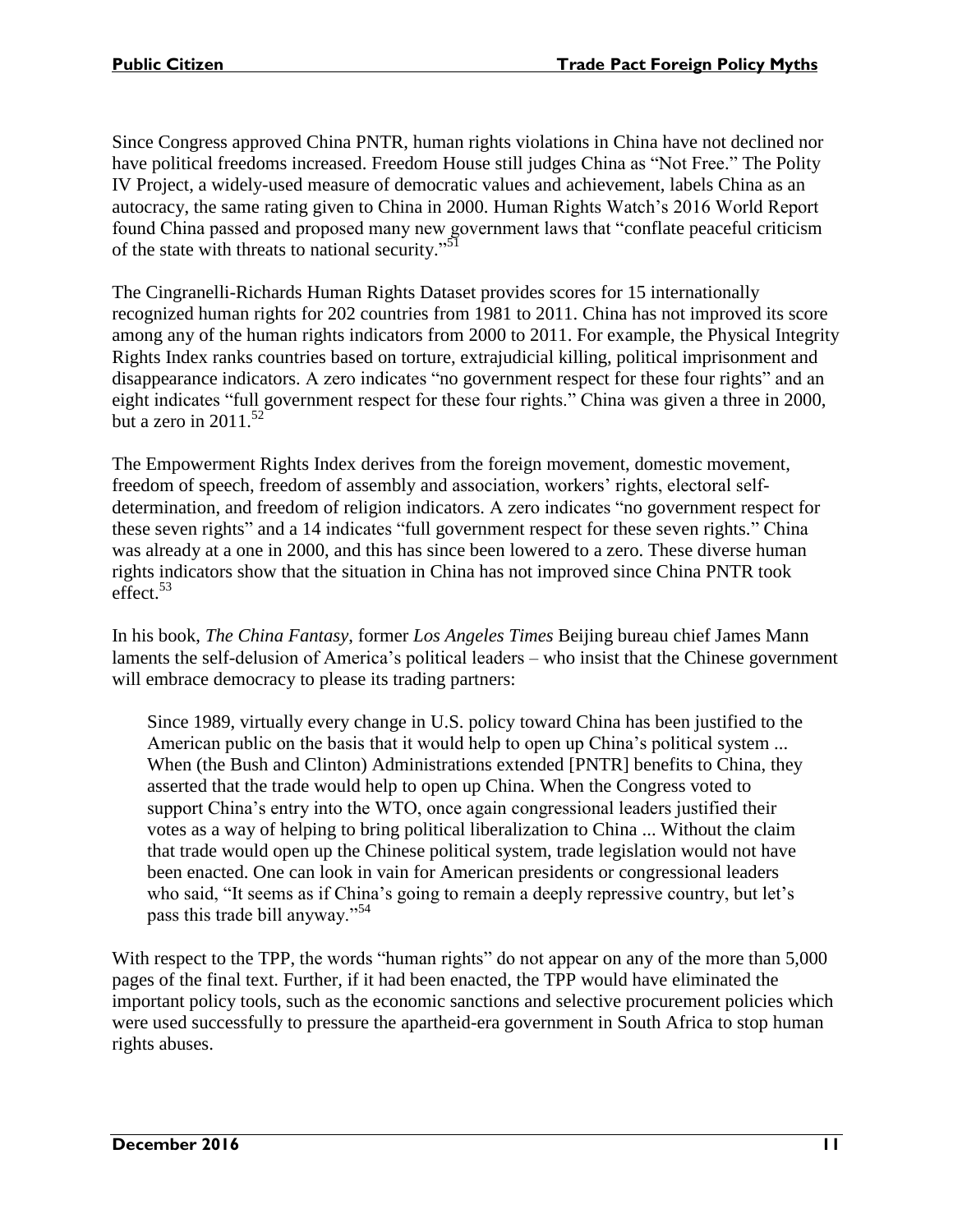Since Congress approved China PNTR, human rights violations in China have not declined nor have political freedoms increased. Freedom House still judges China as "Not Free." The Polity IV Project, a widely-used measure of democratic values and achievement, labels China as an autocracy, the same rating given to China in 2000. Human Rights Watch's 2016 World Report found China passed and proposed many new government laws that "conflate peaceful criticism of the state with threats to national security."[51]

The Cingranelli-Richards Human Rights Dataset provides scores for 15 internationally recognized human rights for 202 countries from 1981 to 2011. China has not improved its score among any of the human rights indicators from 2000 to 2011. For example, the Physical Integrity Rights Index ranks countries based on torture, extrajudicial killing, political imprisonment and disappearance indicators. A zero indicates "no government respect for these four rights" and an eight indicates "full government respect for these four rights." China was given a three in 2000, but a zero in 2011.[52]

The Empowerment Rights Index derives from the foreign movement, domestic movement, freedom of speech, freedom of assembly and association, workers' rights, electoral self-determination, and freedom of religion indicators. A zero indicates "no government respect for these seven rights" and a 14 indicates "full government respect for these seven rights." China was already at a one in 2000, and this has since been lowered to a zero. These diverse human rights indicators show that the situation in China has not improved since China PNTR took effect.[53]

In his book, *The China Fantasy*, former *Los Angeles Times* Beijing bureau chief James Mann laments the self-delusion of America's political leaders – who insist that the Chinese government will embrace democracy to please its trading partners:

> Since 1989, virtually every change in U.S. policy toward China has been justified to the American public on the basis that it would help to open up China's political system ... When (the Bush and Clinton) Administrations extended [PNTR] benefits to China, they asserted that the trade would help to open up China. When the Congress voted to support China's entry into the WTO, once again congressional leaders justified their votes as a way of helping to bring political liberalization to China ... Without the claim that trade would open up the Chinese political system, trade legislation would not have been enacted. One can look in vain for American presidents or congressional leaders who said, "It seems as if China's going to remain a deeply repressive country, but let's pass this trade bill anyway."[54]

With respect to the TPP, the words "human rights" do not appear on any of the more than 5,000 pages of the final text. Further, if it had been enacted, the TPP would have eliminated the important policy tools, such as the economic sanctions and selective procurement policies which were used successfully to pressure the apartheid-era government in South Africa to stop human rights abuses.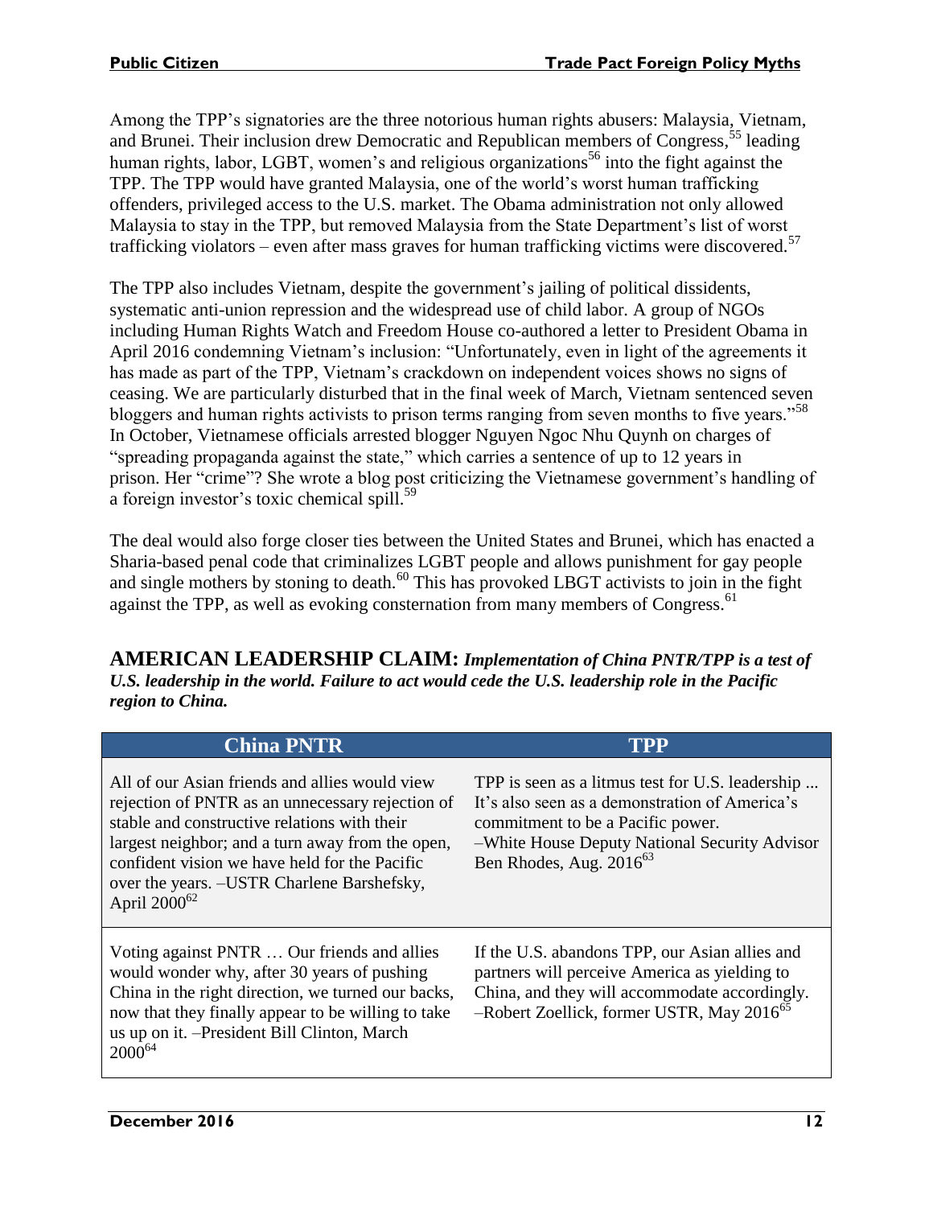Among the TPP's signatories are the three notorious human rights abusers: Malaysia, Vietnam, and Brunei. Their inclusion drew Democratic and Republican members of Congress,[55] leading human rights, labor, LGBT, women's and religious organizations[56] into the fight against the TPP. The TPP would have granted Malaysia, one of the world's worst human trafficking offenders, privileged access to the U.S. market. The Obama administration not only allowed Malaysia to stay in the TPP, but removed Malaysia from the State Department's list of worst trafficking violators – even after mass graves for human trafficking victims were discovered.[57]

The TPP also includes Vietnam, despite the government's jailing of political dissidents, systematic anti-union repression and the widespread use of child labor. A group of NGOs including Human Rights Watch and Freedom House co-authored a letter to President Obama in April 2016 condemning Vietnam's inclusion: "Unfortunately, even in light of the agreements it has made as part of the TPP, Vietnam's crackdown on independent voices shows no signs of ceasing. We are particularly disturbed that in the final week of March, Vietnam sentenced seven bloggers and human rights activists to prison terms ranging from seven months to five years."[58] In October, Vietnamese officials arrested blogger Nguyen Ngoc Nhu Quynh on charges of "spreading propaganda against the state," which carries a sentence of up to 12 years in prison. Her "crime"? She wrote a blog post criticizing the Vietnamese government's handling of a foreign investor's toxic chemical spill.[59]

The deal would also forge closer ties between the United States and Brunei, which has enacted a Sharia-based penal code that criminalizes LGBT people and allows punishment for gay people and single mothers by stoning to death.[60] This has provoked LBGT activists to join in the fight against the TPP, as well as evoking consternation from many members of Congress.[61]

## AMERICAN LEADERSHIP CLAIM: *Implementation of China PNTR/TPP is a test of U.S. leadership in the world. Failure to act would cede the U.S. leadership role in the Pacific region to China.*

| China PNTR | TPP |
|---|---|
| All of our Asian friends and allies would view rejection of PNTR as an unnecessary rejection of stable and constructive relations with their largest neighbor; and a turn away from the open, confident vision we have held for the Pacific over the years. –USTR Charlene Barshefsky, April 2000[62] | TPP is seen as a litmus test for U.S. leadership ... It's also seen as a demonstration of America's commitment to be a Pacific power. –White House Deputy National Security Advisor Ben Rhodes, Aug. 2016[63] |
| Voting against PNTR … Our friends and allies would wonder why, after 30 years of pushing China in the right direction, we turned our backs, now that they finally appear to be willing to take us up on it. –President Bill Clinton, March 2000[64] | If the U.S. abandons TPP, our Asian allies and partners will perceive America as yielding to China, and they will accommodate accordingly. –Robert Zoellick, former USTR, May 2016[65] |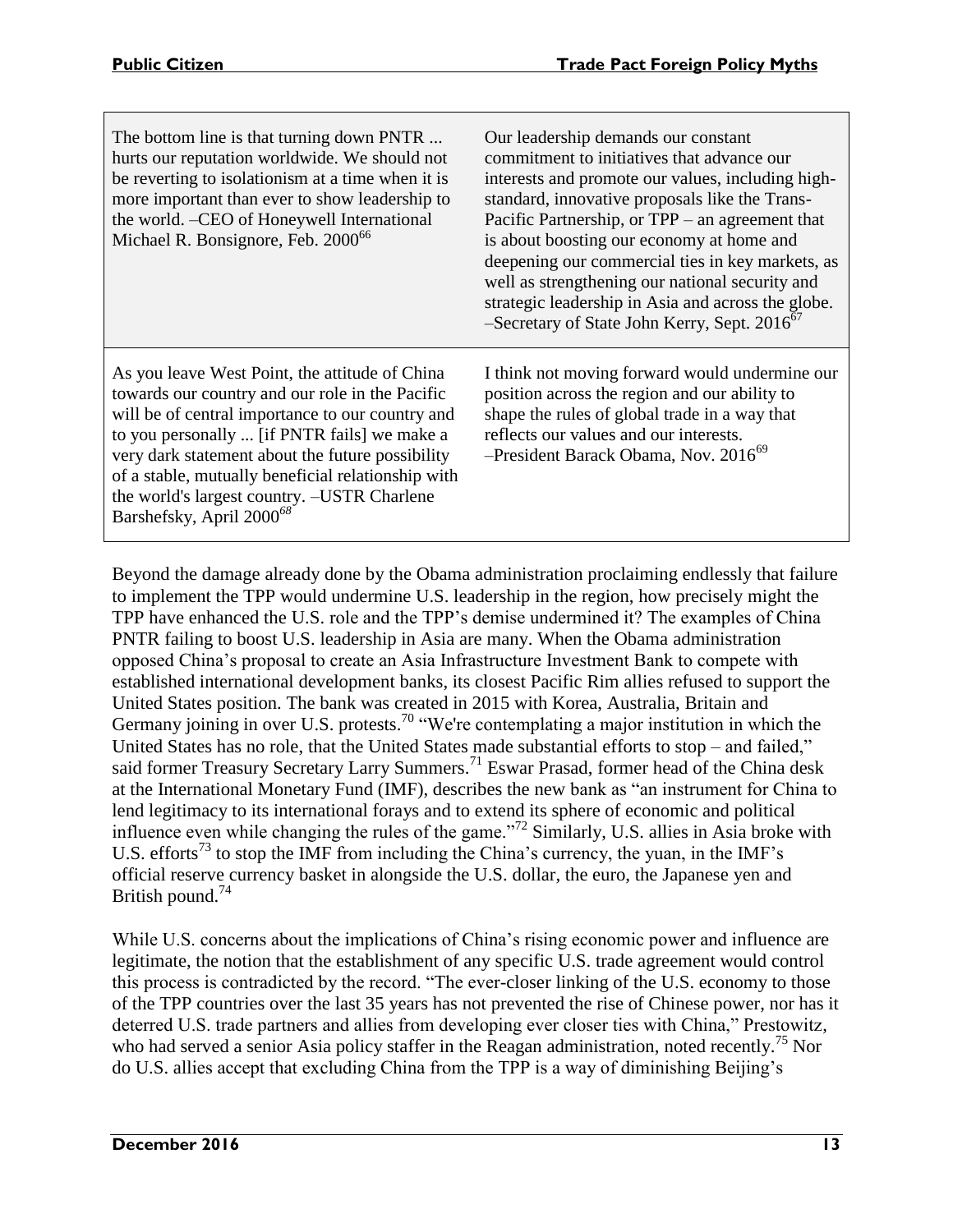| | |
|---|---|
| The bottom line is that turning down PNTR ... hurts our reputation worldwide. We should not be reverting to isolationism at a time when it is more important than ever to show leadership to the world. –CEO of Honeywell International Michael R. Bonsignore, Feb. 2000[66] | Our leadership demands our constant commitment to initiatives that advance our interests and promote our values, including high-standard, innovative proposals like the Trans-Pacific Partnership, or TPP – an agreement that is about boosting our economy at home and deepening our commercial ties in key markets, as well as strengthening our national security and strategic leadership in Asia and across the globe. –Secretary of State John Kerry, Sept. 2016[67] |
| As you leave West Point, the attitude of China towards our country and our role in the Pacific will be of central importance to our country and to you personally ... [if PNTR fails] we make a very dark statement about the future possibility of a stable, mutually beneficial relationship with the world's largest country. –USTR Charlene Barshefsky, April 2000[68] | I think not moving forward would undermine our position across the region and our ability to shape the rules of global trade in a way that reflects our values and our interests. –President Barack Obama, Nov. 2016[69] |

Beyond the damage already done by the Obama administration proclaiming endlessly that failure to implement the TPP would undermine U.S. leadership in the region, how precisely might the TPP have enhanced the U.S. role and the TPP's demise undermined it? The examples of China PNTR failing to boost U.S. leadership in Asia are many. When the Obama administration opposed China's proposal to create an Asia Infrastructure Investment Bank to compete with established international development banks, its closest Pacific Rim allies refused to support the United States position. The bank was created in 2015 with Korea, Australia, Britain and Germany joining in over U.S. protests.[70] "We're contemplating a major institution in which the United States has no role, that the United States made substantial efforts to stop – and failed," said former Treasury Secretary Larry Summers.[71] Eswar Prasad, former head of the China desk at the International Monetary Fund (IMF), describes the new bank as "an instrument for China to lend legitimacy to its international forays and to extend its sphere of economic and political influence even while changing the rules of the game."[72] Similarly, U.S. allies in Asia broke with U.S. efforts[73] to stop the IMF from including the China's currency, the yuan, in the IMF's official reserve currency basket in alongside the U.S. dollar, the euro, the Japanese yen and British pound.[74]

While U.S. concerns about the implications of China's rising economic power and influence are legitimate, the notion that the establishment of any specific U.S. trade agreement would control this process is contradicted by the record. "The ever-closer linking of the U.S. economy to those of the TPP countries over the last 35 years has not prevented the rise of Chinese power, nor has it deterred U.S. trade partners and allies from developing ever closer ties with China," Prestowitz, who had served a senior Asia policy staffer in the Reagan administration, noted recently.[75] Nor do U.S. allies accept that excluding China from the TPP is a way of diminishing Beijing's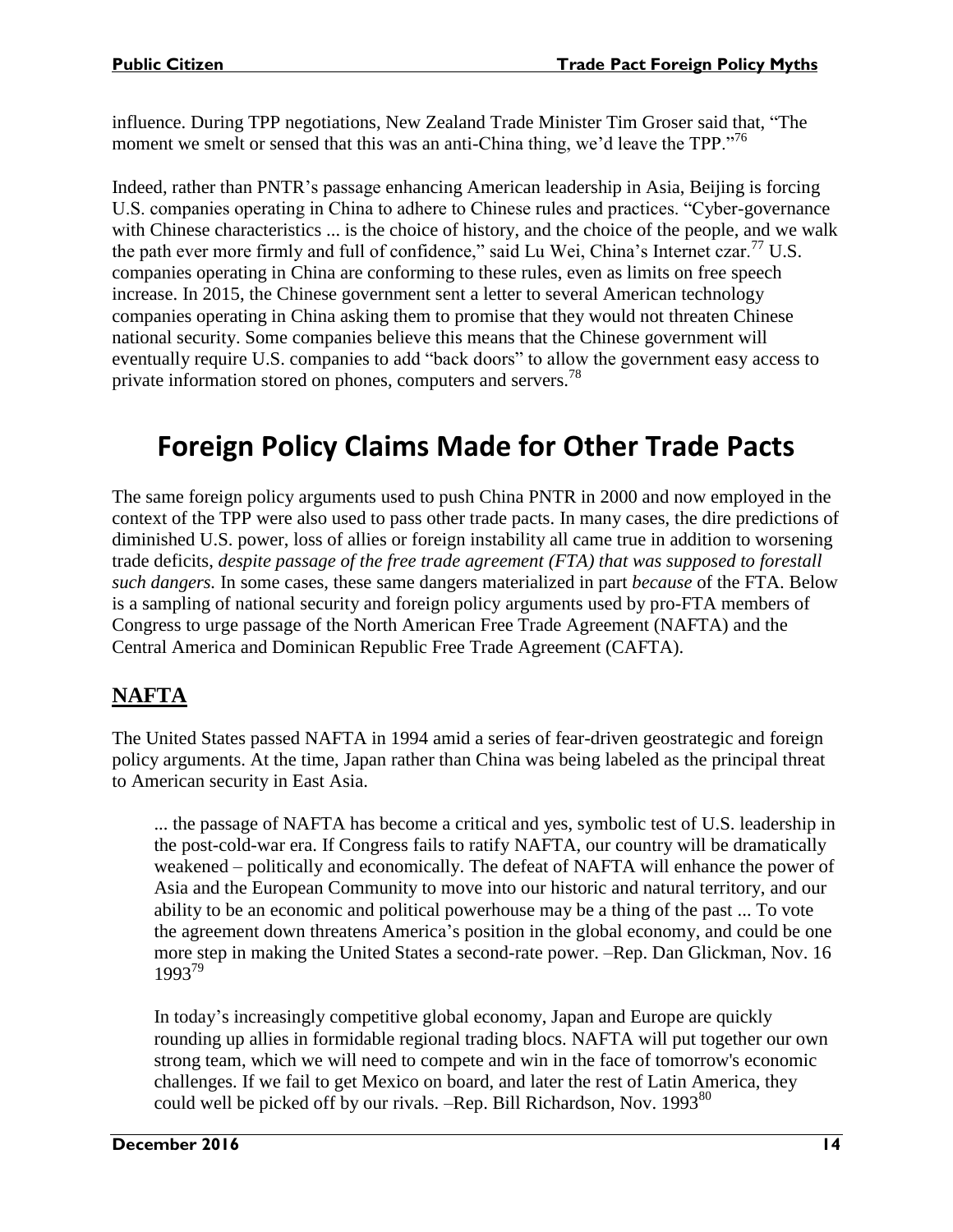influence. During TPP negotiations, New Zealand Trade Minister Tim Groser said that, "The moment we smelt or sensed that this was an anti-China thing, we'd leave the TPP."[76]

Indeed, rather than PNTR's passage enhancing American leadership in Asia, Beijing is forcing U.S. companies operating in China to adhere to Chinese rules and practices. "Cyber-governance with Chinese characteristics ... is the choice of history, and the choice of the people, and we walk the path ever more firmly and full of confidence," said Lu Wei, China's Internet czar.[77] U.S. companies operating in China are conforming to these rules, even as limits on free speech increase. In 2015, the Chinese government sent a letter to several American technology companies operating in China asking them to promise that they would not threaten Chinese national security. Some companies believe this means that the Chinese government will eventually require U.S. companies to add "back doors" to allow the government easy access to private information stored on phones, computers and servers.[78]

# Foreign Policy Claims Made for Other Trade Pacts

The same foreign policy arguments used to push China PNTR in 2000 and now employed in the context of the TPP were also used to pass other trade pacts. In many cases, the dire predictions of diminished U.S. power, loss of allies or foreign instability all came true in addition to worsening trade deficits, *despite passage of the free trade agreement (FTA) that was supposed to forestall such dangers.* In some cases, these same dangers materialized in part *because* of the FTA. Below is a sampling of national security and foreign policy arguments used by pro-FTA members of Congress to urge passage of the North American Free Trade Agreement (NAFTA) and the Central America and Dominican Republic Free Trade Agreement (CAFTA).

## NAFTA

The United States passed NAFTA in 1994 amid a series of fear-driven geostrategic and foreign policy arguments. At the time, Japan rather than China was being labeled as the principal threat to American security in East Asia.

> ... the passage of NAFTA has become a critical and yes, symbolic test of U.S. leadership in the post-cold-war era. If Congress fails to ratify NAFTA, our country will be dramatically weakened – politically and economically. The defeat of NAFTA will enhance the power of Asia and the European Community to move into our historic and natural territory, and our ability to be an economic and political powerhouse may be a thing of the past ... To vote the agreement down threatens America's position in the global economy, and could be one more step in making the United States a second-rate power. –Rep. Dan Glickman, Nov. 16 1993[79]

> In today's increasingly competitive global economy, Japan and Europe are quickly rounding up allies in formidable regional trading blocs. NAFTA will put together our own strong team, which we will need to compete and win in the face of tomorrow's economic challenges. If we fail to get Mexico on board, and later the rest of Latin America, they could well be picked off by our rivals. –Rep. Bill Richardson, Nov. 1993[80]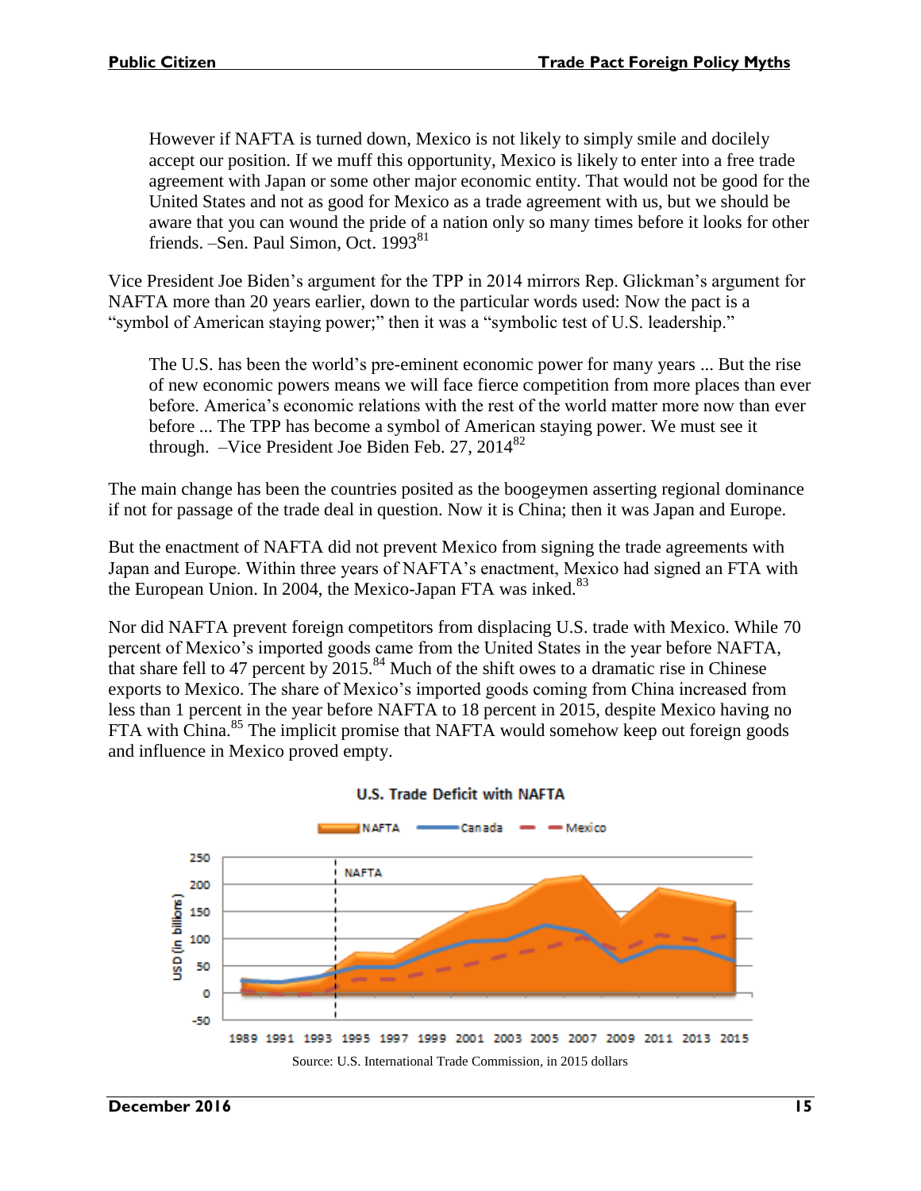> However if NAFTA is turned down, Mexico is not likely to simply smile and docilely accept our position. If we muff this opportunity, Mexico is likely to enter into a free trade agreement with Japan or some other major economic entity. That would not be good for the United States and not as good for Mexico as a trade agreement with us, but we should be aware that you can wound the pride of a nation only so many times before it looks for other friends. –Sen. Paul Simon, Oct. 1993[81]

Vice President Joe Biden's argument for the TPP in 2014 mirrors Rep. Glickman's argument for NAFTA more than 20 years earlier, down to the particular words used: Now the pact is a "symbol of American staying power;" then it was a "symbolic test of U.S. leadership."

> The U.S. has been the world's pre-eminent economic power for many years ... But the rise of new economic powers means we will face fierce competition from more places than ever before. America's economic relations with the rest of the world matter more now than ever before ... The TPP has become a symbol of American staying power. We must see it through. –Vice President Joe Biden Feb. 27, 2014[82]

The main change has been the countries posited as the boogeymen asserting regional dominance if not for passage of the trade deal in question. Now it is China; then it was Japan and Europe.

But the enactment of NAFTA did not prevent Mexico from signing the trade agreements with Japan and Europe. Within three years of NAFTA's enactment, Mexico had signed an FTA with the European Union. In 2004, the Mexico-Japan FTA was inked.[83]

Nor did NAFTA prevent foreign competitors from displacing U.S. trade with Mexico. While 70 percent of Mexico's imported goods came from the United States in the year before NAFTA, that share fell to 47 percent by 2015.[84] Much of the shift owes to a dramatic rise in Chinese exports to Mexico. The share of Mexico's imported goods coming from China increased from less than 1 percent in the year before NAFTA to 18 percent in 2015, despite Mexico having no FTA with China.[85] The implicit promise that NAFTA would somehow keep out foreign goods and influence in Mexico proved empty.

**U.S. Trade Deficit with NAFTA**

Source: U.S. International Trade Commission, in 2015 dollars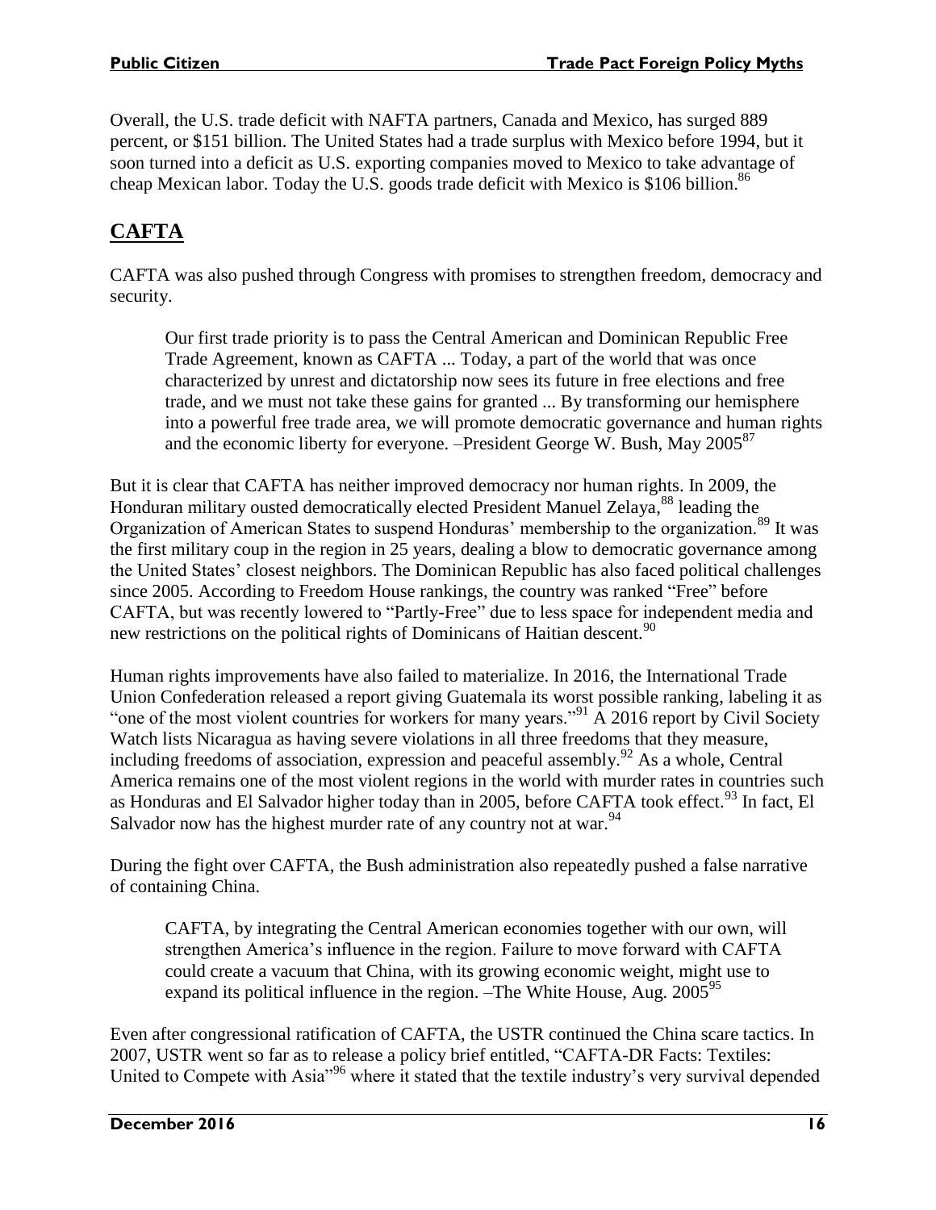Overall, the U.S. trade deficit with NAFTA partners, Canada and Mexico, has surged 889 percent, or $151 billion. The United States had a trade surplus with Mexico before 1994, but it soon turned into a deficit as U.S. exporting companies moved to Mexico to take advantage of cheap Mexican labor. Today the U.S. goods trade deficit with Mexico is $106 billion.[86]

## CAFTA

CAFTA was also pushed through Congress with promises to strengthen freedom, democracy and security.

> Our first trade priority is to pass the Central American and Dominican Republic Free Trade Agreement, known as CAFTA ... Today, a part of the world that was once characterized by unrest and dictatorship now sees its future in free elections and free trade, and we must not take these gains for granted ... By transforming our hemisphere into a powerful free trade area, we will promote democratic governance and human rights and the economic liberty for everyone. –President George W. Bush, May 2005[87]

But it is clear that CAFTA has neither improved democracy nor human rights. In 2009, the Honduran military ousted democratically elected President Manuel Zelaya,[88] leading the Organization of American States to suspend Honduras' membership to the organization.[89] It was the first military coup in the region in 25 years, dealing a blow to democratic governance among the United States' closest neighbors. The Dominican Republic has also faced political challenges since 2005. According to Freedom House rankings, the country was ranked "Free" before CAFTA, but was recently lowered to "Partly-Free" due to less space for independent media and new restrictions on the political rights of Dominicans of Haitian descent.[90]

Human rights improvements have also failed to materialize. In 2016, the International Trade Union Confederation released a report giving Guatemala its worst possible ranking, labeling it as "one of the most violent countries for workers for many years."[91] A 2016 report by Civil Society Watch lists Nicaragua as having severe violations in all three freedoms that they measure, including freedoms of association, expression and peaceful assembly.[92] As a whole, Central America remains one of the most violent regions in the world with murder rates in countries such as Honduras and El Salvador higher today than in 2005, before CAFTA took effect.[93] In fact, El Salvador now has the highest murder rate of any country not at war.[94]

During the fight over CAFTA, the Bush administration also repeatedly pushed a false narrative of containing China.

> CAFTA, by integrating the Central American economies together with our own, will strengthen America's influence in the region. Failure to move forward with CAFTA could create a vacuum that China, with its growing economic weight, might use to expand its political influence in the region. –The White House, Aug. 2005[95]

Even after congressional ratification of CAFTA, the USTR continued the China scare tactics. In 2007, USTR went so far as to release a policy brief entitled, "CAFTA-DR Facts: Textiles: United to Compete with Asia"[96] where it stated that the textile industry's very survival depended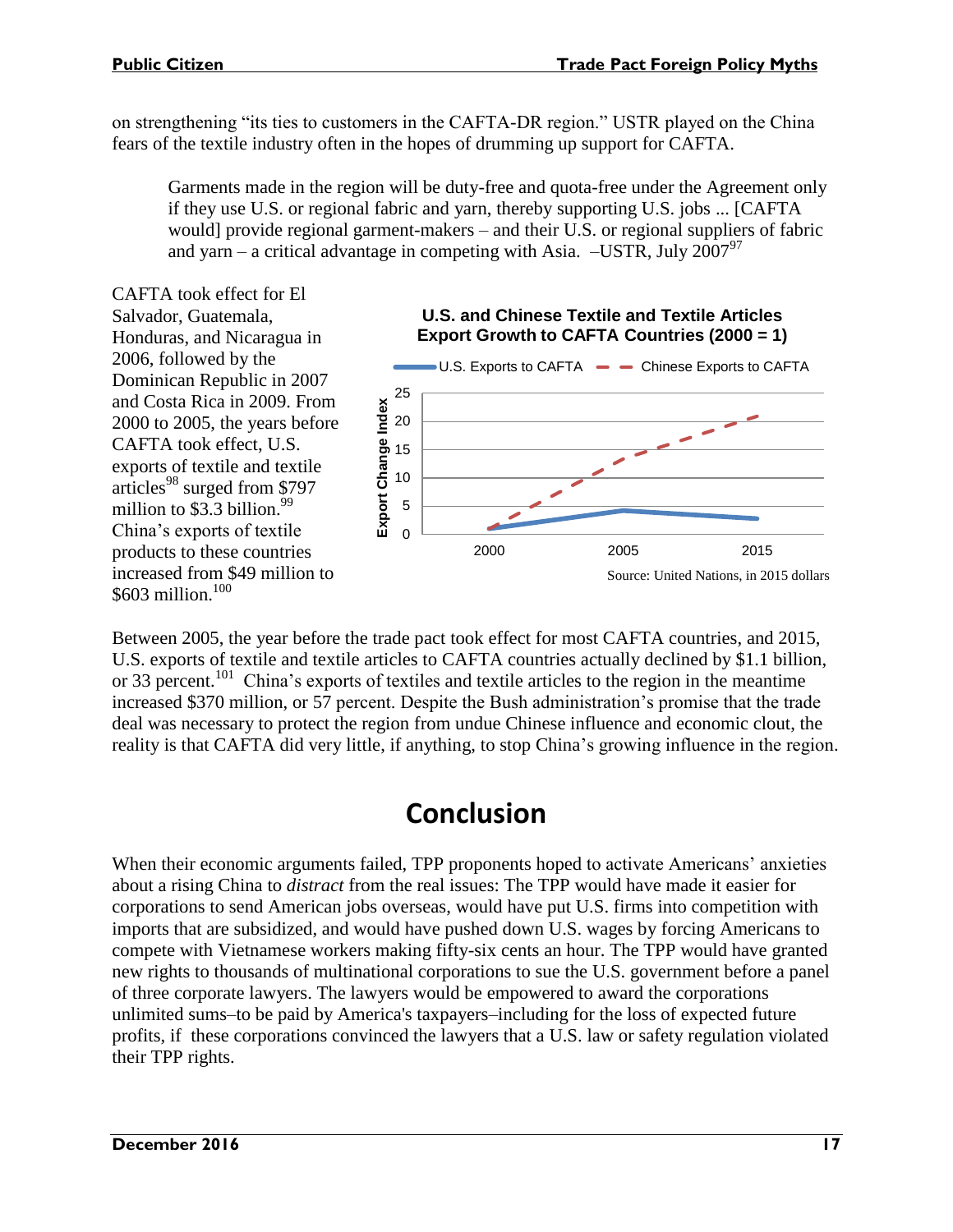on strengthening "its ties to customers in the CAFTA-DR region." USTR played on the China fears of the textile industry often in the hopes of drumming up support for CAFTA.

> Garments made in the region will be duty-free and quota-free under the Agreement only if they use U.S. or regional fabric and yarn, thereby supporting U.S. jobs ... [CAFTA would] provide regional garment-makers – and their U.S. or regional suppliers of fabric and yarn – a critical advantage in competing with Asia. –USTR, July 2007[97]

CAFTA took effect for El Salvador, Guatemala, Honduras, and Nicaragua in 2006, followed by the Dominican Republic in 2007 and Costa Rica in 2009. From 2000 to 2005, the years before CAFTA took effect, U.S. exports of textile and textile articles[98] surged from $797 million to $3.3 billion.[99] China's exports of textile products to these countries increased from $49 million to $603 million.[100]

**U.S. and Chinese Textile and Textile Articles Export Growth to CAFTA Countries (2000 = 1)**

Source: United Nations, in 2015 dollars

Between 2005, the year before the trade pact took effect for most CAFTA countries, and 2015, U.S. exports of textile and textile articles to CAFTA countries actually declined by $1.1 billion, or 33 percent.[101] China's exports of textiles and textile articles to the region in the meantime increased $370 million, or 57 percent. Despite the Bush administration's promise that the trade deal was necessary to protect the region from undue Chinese influence and economic clout, the reality is that CAFTA did very little, if anything, to stop China's growing influence in the region.

# Conclusion

When their economic arguments failed, TPP proponents hoped to activate Americans' anxieties about a rising China to *distract* from the real issues: The TPP would have made it easier for corporations to send American jobs overseas, would have put U.S. firms into competition with imports that are subsidized, and would have pushed down U.S. wages by forcing Americans to compete with Vietnamese workers making fifty-six cents an hour. The TPP would have granted new rights to thousands of multinational corporations to sue the U.S. government before a panel of three corporate lawyers. The lawyers would be empowered to award the corporations unlimited sums–to be paid by America's taxpayers–including for the loss of expected future profits, if these corporations convinced the lawyers that a U.S. law or safety regulation violated their TPP rights.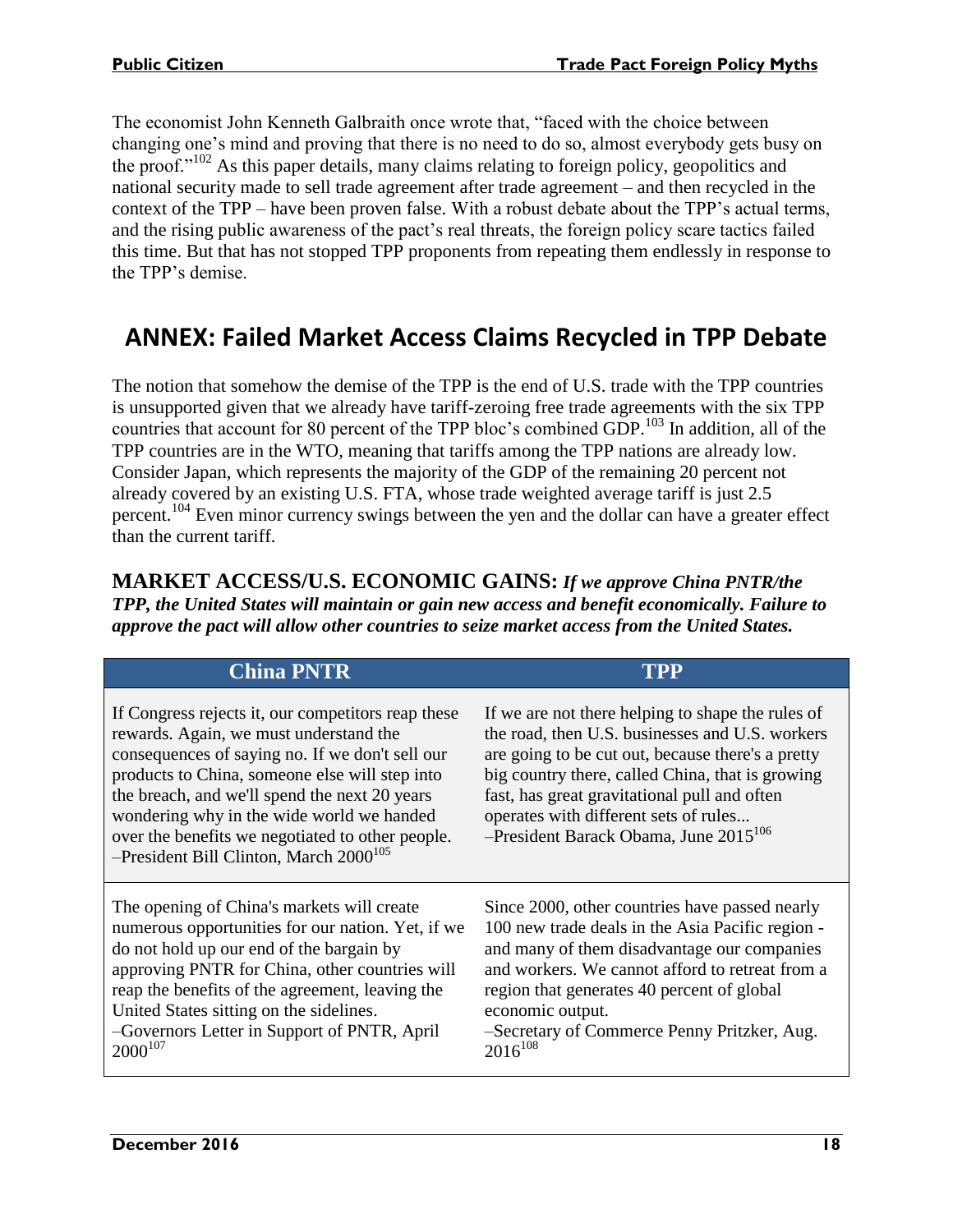The economist John Kenneth Galbraith once wrote that, "faced with the choice between changing one's mind and proving that there is no need to do so, almost everybody gets busy on the proof."[102] As this paper details, many claims relating to foreign policy, geopolitics and national security made to sell trade agreement after trade agreement – and then recycled in the context of the TPP – have been proven false. With a robust debate about the TPP's actual terms, and the rising public awareness of the pact's real threats, the foreign policy scare tactics failed this time. But that has not stopped TPP proponents from repeating them endlessly in response to the TPP's demise.

## ANNEX: Failed Market Access Claims Recycled in TPP Debate

The notion that somehow the demise of the TPP is the end of U.S. trade with the TPP countries is unsupported given that we already have tariff-zeroing free trade agreements with the six TPP countries that account for 80 percent of the TPP bloc's combined GDP.[103] In addition, all of the TPP countries are in the WTO, meaning that tariffs among the TPP nations are already low. Consider Japan, which represents the majority of the GDP of the remaining 20 percent not already covered by an existing U.S. FTA, whose trade weighted average tariff is just 2.5 percent.[104] Even minor currency swings between the yen and the dollar can have a greater effect than the current tariff.

### MARKET ACCESS/U.S. ECONOMIC GAINS: *If we approve China PNTR/the TPP, the United States will maintain or gain new access and benefit economically. Failure to approve the pact will allow other countries to seize market access from the United States.*

| China PNTR | TPP |
|---|---|
| If Congress rejects it, our competitors reap these rewards. Again, we must understand the consequences of saying no. If we don't sell our products to China, someone else will step into the breach, and we'll spend the next 20 years wondering why in the wide world we handed over the benefits we negotiated to other people. –President Bill Clinton, March 2000[105] | If we are not there helping to shape the rules of the road, then U.S. businesses and U.S. workers are going to be cut out, because there's a pretty big country there, called China, that is growing fast, has great gravitational pull and often operates with different sets of rules... –President Barack Obama, June 2015[106] |
| The opening of China's markets will create numerous opportunities for our nation. Yet, if we do not hold up our end of the bargain by approving PNTR for China, other countries will reap the benefits of the agreement, leaving the United States sitting on the sidelines. –Governors Letter in Support of PNTR, April 2000[107] | Since 2000, other countries have passed nearly 100 new trade deals in the Asia Pacific region - and many of them disadvantage our companies and workers. We cannot afford to retreat from a region that generates 40 percent of global economic output. –Secretary of Commerce Penny Pritzker, Aug. 2016[108] |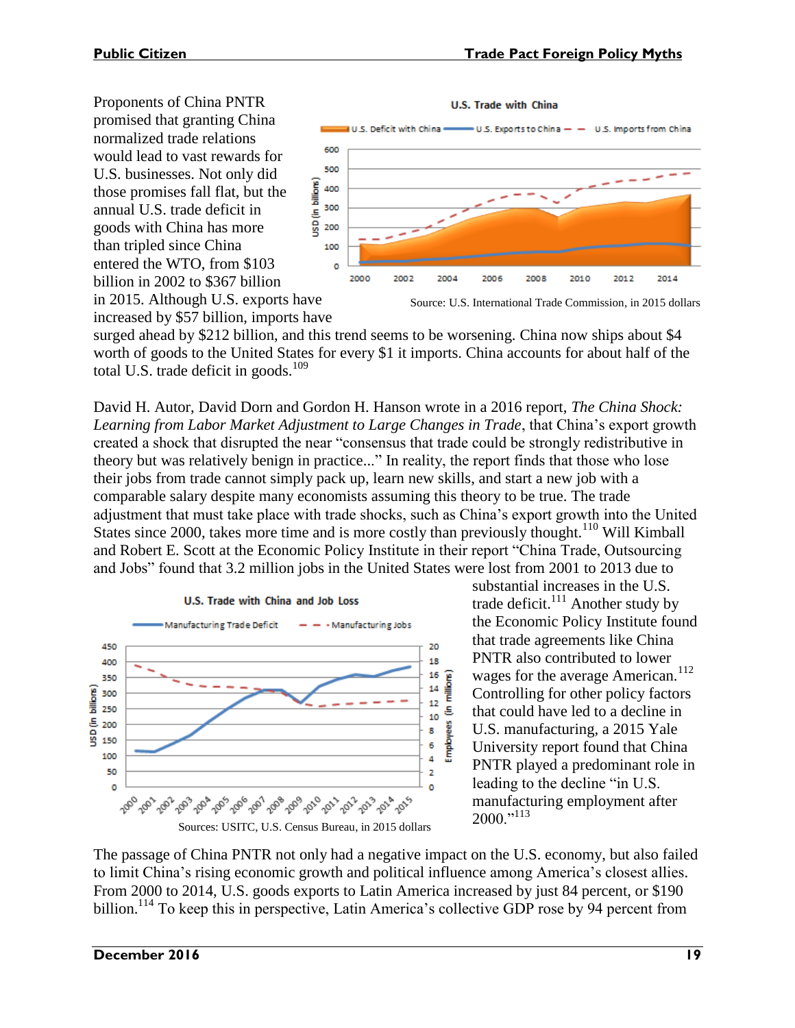Proponents of China PNTR promised that granting China normalized trade relations would lead to vast rewards for U.S. businesses. Not only did those promises fall flat, but the annual U.S. trade deficit in goods with China has more than tripled since China entered the WTO, from $103 billion in 2002 to $367 billion in 2015. Although U.S. exports have increased by $57 billion, imports have surged ahead by $212 billion, and this trend seems to be worsening. China now ships about $4 worth of goods to the United States for every $1 it imports. China accounts for about half of the total U.S. trade deficit in goods.[109]

U.S. Trade with China

Source: U.S. International Trade Commission, in 2015 dollars

David H. Autor, David Dorn and Gordon H. Hanson wrote in a 2016 report, *The China Shock: Learning from Labor Market Adjustment to Large Changes in Trade*, that China's export growth created a shock that disrupted the near "consensus that trade could be strongly redistributive in theory but was relatively benign in practice..." In reality, the report finds that those who lose their jobs from trade cannot simply pack up, learn new skills, and start a new job with a comparable salary despite many economists assuming this theory to be true. The trade adjustment that must take place with trade shocks, such as China's export growth into the United States since 2000, takes more time and is more costly than previously thought.[110] Will Kimball and Robert E. Scott at the Economic Policy Institute in their report "China Trade, Outsourcing and Jobs" found that 3.2 million jobs in the United States were lost from 2001 to 2013 due to substantial increases in the U.S. trade deficit.[111] Another study by the Economic Policy Institute found that trade agreements like China PNTR also contributed to lower wages for the average American.[112] Controlling for other policy factors that could have led to a decline in U.S. manufacturing, a 2015 Yale University report found that China PNTR played a predominant role in leading to the decline "in U.S. manufacturing employment after 2000."[113]

U.S. Trade with China and Job Loss

Sources: USITC, U.S. Census Bureau, in 2015 dollars

The passage of China PNTR not only had a negative impact on the U.S. economy, but also failed to limit China's rising economic growth and political influence among America's closest allies. From 2000 to 2014, U.S. goods exports to Latin America increased by just 84 percent, or $190 billion.[114] To keep this in perspective, Latin America's collective GDP rose by 94 percent from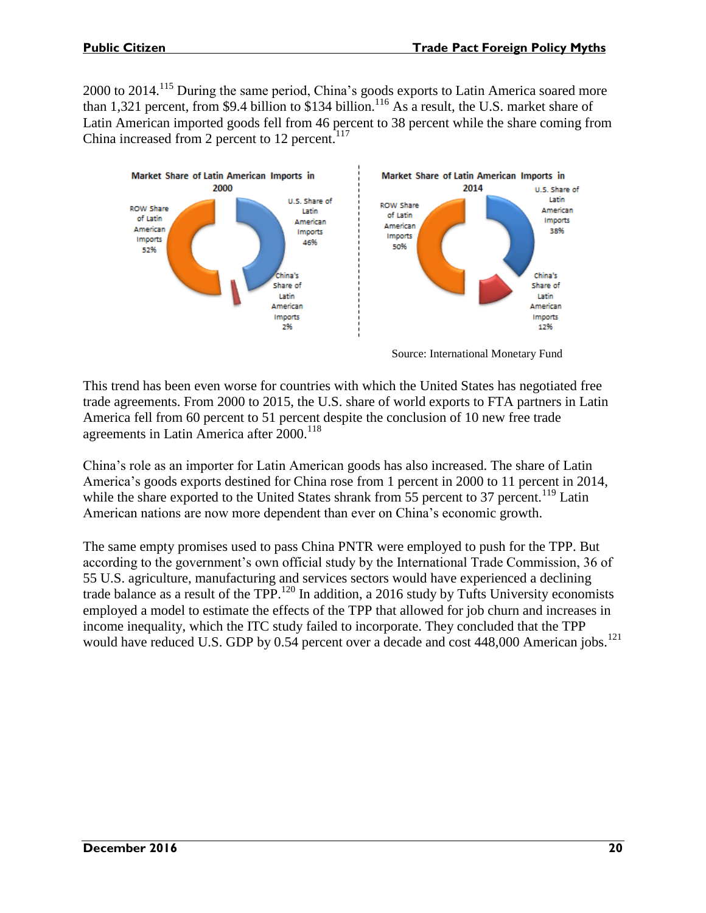2000 to 2014.[115] During the same period, China's goods exports to Latin America soared more than 1,321 percent, from $9.4 billion to $134 billion.[116] As a result, the U.S. market share of Latin American imported goods fell from 46 percent to 38 percent while the share coming from China increased from 2 percent to 12 percent.[117]

Source: International Monetary Fund

This trend has been even worse for countries with which the United States has negotiated free trade agreements. From 2000 to 2015, the U.S. share of world exports to FTA partners in Latin America fell from 60 percent to 51 percent despite the conclusion of 10 new free trade agreements in Latin America after 2000.[118]

China's role as an importer for Latin American goods has also increased. The share of Latin America's goods exports destined for China rose from 1 percent in 2000 to 11 percent in 2014, while the share exported to the United States shrank from 55 percent to 37 percent.[119] Latin American nations are now more dependent than ever on China's economic growth.

The same empty promises used to pass China PNTR were employed to push for the TPP. But according to the government's own official study by the International Trade Commission, 36 of 55 U.S. agriculture, manufacturing and services sectors would have experienced a declining trade balance as a result of the TPP.[120] In addition, a 2016 study by Tufts University economists employed a model to estimate the effects of the TPP that allowed for job churn and increases in income inequality, which the ITC study failed to incorporate. They concluded that the TPP would have reduced U.S. GDP by 0.54 percent over a decade and cost 448,000 American jobs.[121]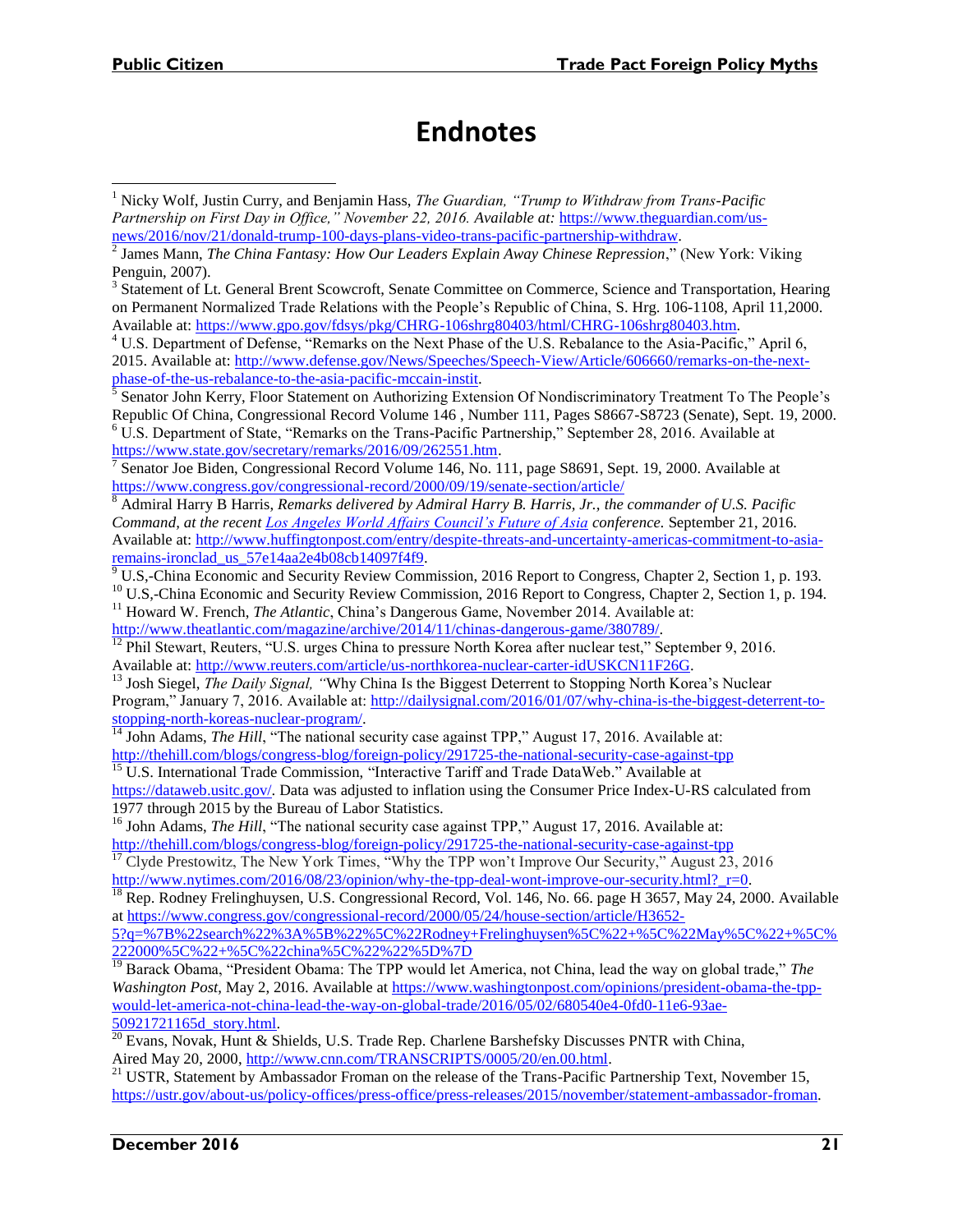# Endnotes

[1] Nicky Wolf, Justin Curry, and Benjamin Hass, *The Guardian, "Trump to Withdraw from Trans-Pacific Partnership on First Day in Office," November 22, 2016. Available at:* https://www.theguardian.com/us-news/2016/nov/21/donald-trump-100-days-plans-video-trans-pacific-partnership-withdraw.

[2] James Mann, *The China Fantasy: How Our Leaders Explain Away Chinese Repression*," (New York: Viking Penguin, 2007).

[3] Statement of Lt. General Brent Scowcroft, Senate Committee on Commerce, Science and Transportation, Hearing on Permanent Normalized Trade Relations with the People's Republic of China, S. Hrg. 106-1108, April 11,2000. Available at: https://www.gpo.gov/fdsys/pkg/CHRG-106shrg80403/html/CHRG-106shrg80403.htm.

[4] U.S. Department of Defense, "Remarks on the Next Phase of the U.S. Rebalance to the Asia-Pacific," April 6, 2015. Available at: http://www.defense.gov/News/Speeches/Speech-View/Article/606660/remarks-on-the-next-phase-of-the-us-rebalance-to-the-asia-pacific-mccain-instit.

[5] Senator John Kerry, Floor Statement on Authorizing Extension Of Nondiscriminatory Treatment To The People's Republic Of China, Congressional Record Volume 146 , Number 111, Pages S8667-S8723 (Senate), Sept. 19, 2000.

[6] U.S. Department of State, "Remarks on the Trans-Pacific Partnership," September 28, 2016. Available at https://www.state.gov/secretary/remarks/2016/09/262551.htm.

[7] Senator Joe Biden, Congressional Record Volume 146, No. 111, page S8691, Sept. 19, 2000. Available at https://www.congress.gov/congressional-record/2000/09/19/senate-section/article/

[8] Admiral Harry B Harris, *Remarks delivered by Admiral Harry B. Harris, Jr., the commander of U.S. Pacific Command, at the recent Los Angeles World Affairs Council's Future of Asia conference.* September 21, 2016. Available at: http://www.huffingtonpost.com/entry/despite-threats-and-uncertainty-americas-commitment-to-asia-remains-ironclad_us_57e14aa2e4b08cb14097f4f9.

[9] U.S,-China Economic and Security Review Commission, 2016 Report to Congress, Chapter 2, Section 1, p. 193.

[10] U.S,-China Economic and Security Review Commission, 2016 Report to Congress, Chapter 2, Section 1, p. 194.

[11] Howard W. French, *The Atlantic*, China's Dangerous Game, November 2014. Available at: http://www.theatlantic.com/magazine/archive/2014/11/chinas-dangerous-game/380789/.

[12] Phil Stewart, Reuters, "U.S. urges China to pressure North Korea after nuclear test," September 9, 2016. Available at: http://www.reuters.com/article/us-northkorea-nuclear-carter-idUSKCN11F26G.

[13] Josh Siegel, *The Daily Signal, "*Why China Is the Biggest Deterrent to Stopping North Korea's Nuclear Program," January 7, 2016. Available at: http://dailysignal.com/2016/01/07/why-china-is-the-biggest-deterrent-to-stopping-north-koreas-nuclear-program/.

[14] John Adams, *The Hill*, "The national security case against TPP," August 17, 2016. Available at: http://thehill.com/blogs/congress-blog/foreign-policy/291725-the-national-security-case-against-tpp

[15] U.S. International Trade Commission, "Interactive Tariff and Trade DataWeb." Available at https://dataweb.usitc.gov/. Data was adjusted to inflation using the Consumer Price Index-U-RS calculated from 1977 through 2015 by the Bureau of Labor Statistics.

[16] John Adams, *The Hill*, "The national security case against TPP," August 17, 2016. Available at: http://thehill.com/blogs/congress-blog/foreign-policy/291725-the-national-security-case-against-tpp

[17] Clyde Prestowitz, The New York Times, "Why the TPP won't Improve Our Security," August 23, 2016 http://www.nytimes.com/2016/08/23/opinion/why-the-tpp-deal-wont-improve-our-security.html?_r=0.

[18] Rep. Rodney Frelinghuysen, U.S. Congressional Record, Vol. 146, No. 66. page H 3657, May 24, 2000. Available at https://www.congress.gov/congressional-record/2000/05/24/house-section/article/H3652-5?q=%7B%22search%22%3A%5B%22%5C%22Rodney+Frelinghuysen%5C%22+%5C%22May%5C%22+%5C%222000%5C%22+%5C%22china%5C%22%22%5D%7D

[19] Barack Obama, "President Obama: The TPP would let America, not China, lead the way on global trade," *The Washington Post*, May 2, 2016. Available at https://www.washingtonpost.com/opinions/president-obama-the-tpp-would-let-america-not-china-lead-the-way-on-global-trade/2016/05/02/680540e4-0fd0-11e6-93ae-50921721165d_story.html.

[20] Evans, Novak, Hunt & Shields, U.S. Trade Rep. Charlene Barshefsky Discusses PNTR with China, Aired May 20, 2000, http://www.cnn.com/TRANSCRIPTS/0005/20/en.00.html.

[21] USTR, Statement by Ambassador Froman on the release of the Trans-Pacific Partnership Text, November 15, https://ustr.gov/about-us/policy-offices/press-office/press-releases/2015/november/statement-ambassador-froman.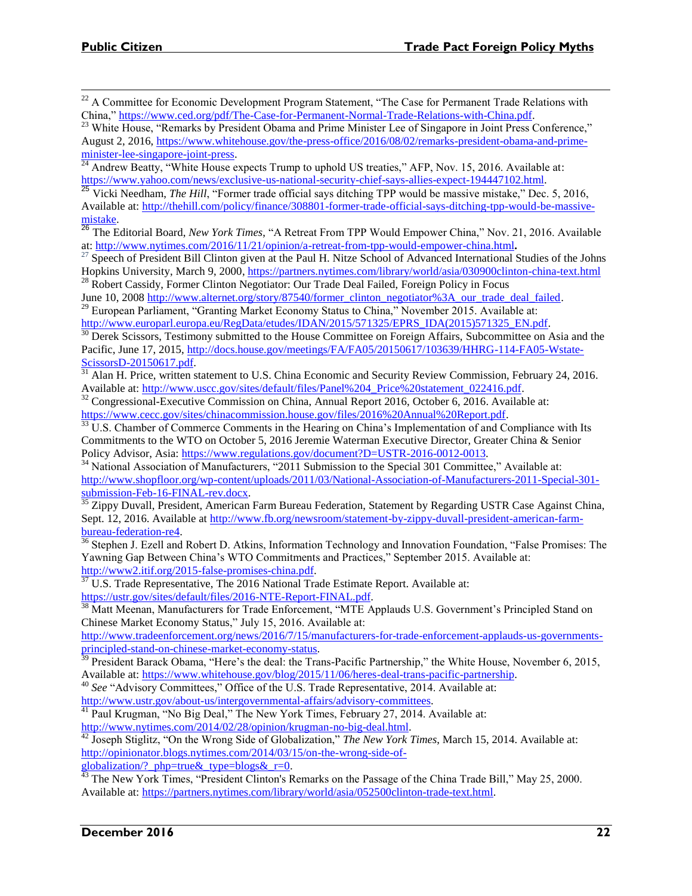[22] A Committee for Economic Development Program Statement, "The Case for Permanent Trade Relations with China," https://www.ced.org/pdf/The-Case-for-Permanent-Normal-Trade-Relations-with-China.pdf.

[23] White House, "Remarks by President Obama and Prime Minister Lee of Singapore in Joint Press Conference," August 2, 2016, https://www.whitehouse.gov/the-press-office/2016/08/02/remarks-president-obama-and-prime-minister-lee-singapore-joint-press.

[24] Andrew Beatty, "White House expects Trump to uphold US treaties," AFP, Nov. 15, 2016. Available at: https://www.yahoo.com/news/exclusive-us-national-security-chief-says-allies-expect-194447102.html.

[25] Vicki Needham, *The Hill*, "Former trade official says ditching TPP would be massive mistake," Dec. 5, 2016, Available at: http://thehill.com/policy/finance/308801-former-trade-official-says-ditching-tpp-would-be-massive-mistake.

[26] The Editorial Board, *New York Times*, "A Retreat From TPP Would Empower China," Nov. 21, 2016. Available at: http://www.nytimes.com/2016/11/21/opinion/a-retreat-from-tpp-would-empower-china.html**.**

[27] Speech of President Bill Clinton given at the Paul H. Nitze School of Advanced International Studies of the Johns Hopkins University, March 9, 2000, https://partners.nytimes.com/library/world/asia/030900clinton-china-text.html

[28] Robert Cassidy, Former Clinton Negotiator: Our Trade Deal Failed, Foreign Policy in Focus June 10, 2008 http://www.alternet.org/story/87540/former_clinton_negotiator%3A_our_trade_deal_failed.

[29] European Parliament, "Granting Market Economy Status to China," November 2015. Available at: http://www.europarl.europa.eu/RegData/etudes/IDAN/2015/571325/EPRS_IDA(2015)571325_EN.pdf.

[30] Derek Scissors, Testimony submitted to the House Committee on Foreign Affairs, Subcommittee on Asia and the Pacific, June 17, 2015, http://docs.house.gov/meetings/FA/FA05/20150617/103639/HHRG-114-FA05-Wstate-ScissorsD-20150617.pdf.

[31] Alan H. Price, written statement to U.S. China Economic and Security Review Commission, February 24, 2016. Available at: http://www.uscc.gov/sites/default/files/Panel%204_Price%20statement_022416.pdf.

[32] Congressional-Executive Commission on China, Annual Report 2016, October 6, 2016. Available at: https://www.cecc.gov/sites/chinacommission.house.gov/files/2016%20Annual%20Report.pdf.

[33] U.S. Chamber of Commerce Comments in the Hearing on China's Implementation of and Compliance with Its Commitments to the WTO on October 5, 2016 Jeremie Waterman Executive Director, Greater China & Senior Policy Advisor, Asia: https://www.regulations.gov/document?D=USTR-2016-0012-0013.

[34] National Association of Manufacturers, "2011 Submission to the Special 301 Committee," Available at: http://www.shopfloor.org/wp-content/uploads/2011/03/National-Association-of-Manufacturers-2011-Special-301-submission-Feb-16-FINAL-rev.docx.

[35] Zippy Duvall, President, American Farm Bureau Federation, Statement by Regarding USTR Case Against China, Sept. 12, 2016. Available at http://www.fb.org/newsroom/statement-by-zippy-duvall-president-american-farm-bureau-federation-re4.

[36] Stephen J. Ezell and Robert D. Atkins, Information Technology and Innovation Foundation, "False Promises: The Yawning Gap Between China's WTO Commitments and Practices," September 2015. Available at: http://www2.itif.org/2015-false-promises-china.pdf.

[37] U.S. Trade Representative, The 2016 National Trade Estimate Report. Available at: https://ustr.gov/sites/default/files/2016-NTE-Report-FINAL.pdf.

[38] Matt Meenan, Manufacturers for Trade Enforcement, "MTE Applauds U.S. Government's Principled Stand on Chinese Market Economy Status," July 15, 2016. Available at: http://www.tradeenforcement.org/news/2016/7/15/manufacturers-for-trade-enforcement-applauds-us-governments-principled-stand-on-chinese-market-economy-status.

[39] President Barack Obama, "Here's the deal: the Trans-Pacific Partnership," the White House, November 6, 2015, Available at: https://www.whitehouse.gov/blog/2015/11/06/heres-deal-trans-pacific-partnership.

[40] *See* "Advisory Committees," Office of the U.S. Trade Representative, 2014. Available at: http://www.ustr.gov/about-us/intergovernmental-affairs/advisory-committees.

[41] Paul Krugman, "No Big Deal," The New York Times, February 27, 2014. Available at: http://www.nytimes.com/2014/02/28/opinion/krugman-no-big-deal.html.

[42] Joseph Stiglitz, "On the Wrong Side of Globalization," *The New York Times*, March 15, 2014. Available at: http://opinionator.blogs.nytimes.com/2014/03/15/on-the-wrong-side-of-globalization/?_php=true&_type=blogs&_r=0.

[43] The New York Times, "President Clinton's Remarks on the Passage of the China Trade Bill," May 25, 2000. Available at: https://partners.nytimes.com/library/world/asia/052500clinton-trade-text.html.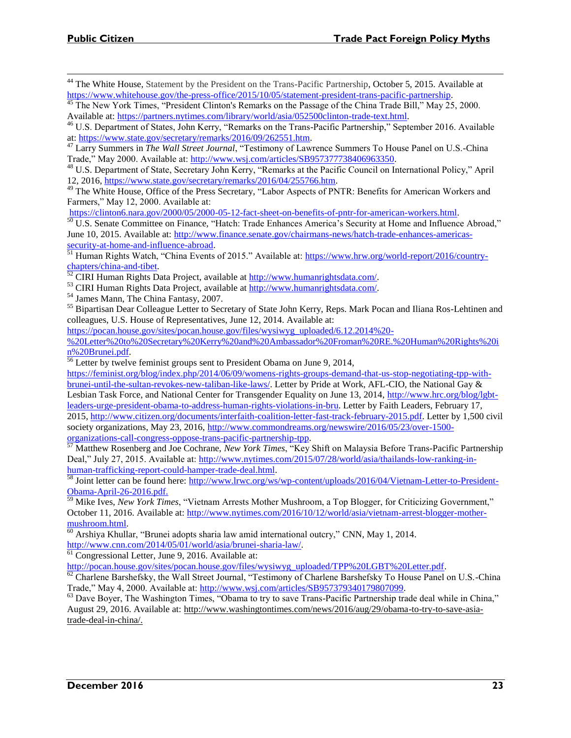[44] The White House, Statement by the President on the Trans-Pacific Partnership, October 5, 2015. Available at https://www.whitehouse.gov/the-press-office/2015/10/05/statement-president-trans-pacific-partnership.

[45] The New York Times, "President Clinton's Remarks on the Passage of the China Trade Bill," May 25, 2000. Available at: https://partners.nytimes.com/library/world/asia/052500clinton-trade-text.html.

[46] U.S. Department of States, John Kerry, "Remarks on the Trans-Pacific Partnership," September 2016. Available at: https://www.state.gov/secretary/remarks/2016/09/262551.htm.

[47] Larry Summers in *The Wall Street Journal*, "Testimony of Lawrence Summers To House Panel on U.S.-China Trade," May 2000. Available at: http://www.wsj.com/articles/SB957377738406963350.

[48] U.S. Department of State, Secretary John Kerry, "Remarks at the Pacific Council on International Policy," April 12, 2016, https://www.state.gov/secretary/remarks/2016/04/255766.htm.

[49] The White House, Office of the Press Secretary, "Labor Aspects of PNTR: Benefits for American Workers and Farmers," May 12, 2000. Available at: https://clinton6.nara.gov/2000/05/2000-05-12-fact-sheet-on-benefits-of-pntr-for-american-workers.html.

[50] U.S. Senate Committee on Finance, "Hatch: Trade Enhances America's Security at Home and Influence Abroad," June 10, 2015. Available at: http://www.finance.senate.gov/chairmans-news/hatch-trade-enhances-americas-security-at-home-and-influence-abroad.

[51] Human Rights Watch, "China Events of 2015." Available at: https://www.hrw.org/world-report/2016/country-chapters/china-and-tibet.

[52] CIRI Human Rights Data Project, available at http://www.humanrightsdata.com/.

[53] CIRI Human Rights Data Project, available at http://www.humanrightsdata.com/.

[54] James Mann, The China Fantasy, 2007.

[55] Bipartisan Dear Colleague Letter to Secretary of State John Kerry, Reps. Mark Pocan and Iliana Ros-Lehtinen and colleagues, U.S. House of Representatives, June 12, 2014. Available at: https://pocan.house.gov/sites/pocan.house.gov/files/wysiwyg_uploaded/6.12.2014%20-%20Letter%20to%20Secretary%20Kerry%20and%20Ambassador%20Froman%20RE.%20Human%20Rights%20in%20Brunei.pdf.

[56] Letter by twelve feminist groups sent to President Obama on June 9, 2014, https://feminist.org/blog/index.php/2014/06/09/womens-rights-groups-demand-that-us-stop-negotiating-tpp-with-brunei-until-the-sultan-revokes-new-taliban-like-laws/. Letter by Pride at Work, AFL-CIO, the National Gay & Lesbian Task Force, and National Center for Transgender Equality on June 13, 2014, http://www.hrc.org/blog/lgbt-leaders-urge-president-obama-to-address-human-rights-violations-in-bru. Letter by Faith Leaders, February 17, 2015, http://www.citizen.org/documents/interfaith-coalition-letter-fast-track-february-2015.pdf. Letter by 1,500 civil society organizations, May 23, 2016, http://www.commondreams.org/newswire/2016/05/23/over-1500-organizations-call-congress-oppose-trans-pacific-partnership-tpp.

[57] Matthew Rosenberg and Joe Cochrane, *New York Times*, "Key Shift on Malaysia Before Trans-Pacific Partnership Deal," July 27, 2015. Available at: http://www.nytimes.com/2015/07/28/world/asia/thailands-low-ranking-in-human-trafficking-report-could-hamper-trade-deal.html.

[58] Joint letter can be found here: http://www.lrwc.org/ws/wp-content/uploads/2016/04/Vietnam-Letter-to-President-Obama-April-26-2016.pdf.

[59] Mike Ives, *New York Times*, "Vietnam Arrests Mother Mushroom, a Top Blogger, for Criticizing Government," October 11, 2016. Available at: http://www.nytimes.com/2016/10/12/world/asia/vietnam-arrest-blogger-mother-mushroom.html.

[60] Arshiya Khullar, "Brunei adopts sharia law amid international outcry," CNN, May 1, 2014. http://www.cnn.com/2014/05/01/world/asia/brunei-sharia-law/.

[61] Congressional Letter, June 9, 2016. Available at: http://pocan.house.gov/sites/pocan.house.gov/files/wysiwyg_uploaded/TPP%20LGBT%20Letter.pdf.

[62] Charlene Barshefsky, the Wall Street Journal, "Testimony of Charlene Barshefsky To House Panel on U.S.-China Trade," May 4, 2000. Available at: http://www.wsj.com/articles/SB957379340179807099.

[63] Dave Boyer, The Washington Times, "Obama to try to save Trans-Pacific Partnership trade deal while in China," August 29, 2016. Available at: http://www.washingtontimes.com/news/2016/aug/29/obama-to-try-to-save-asia-trade-deal-in-china/.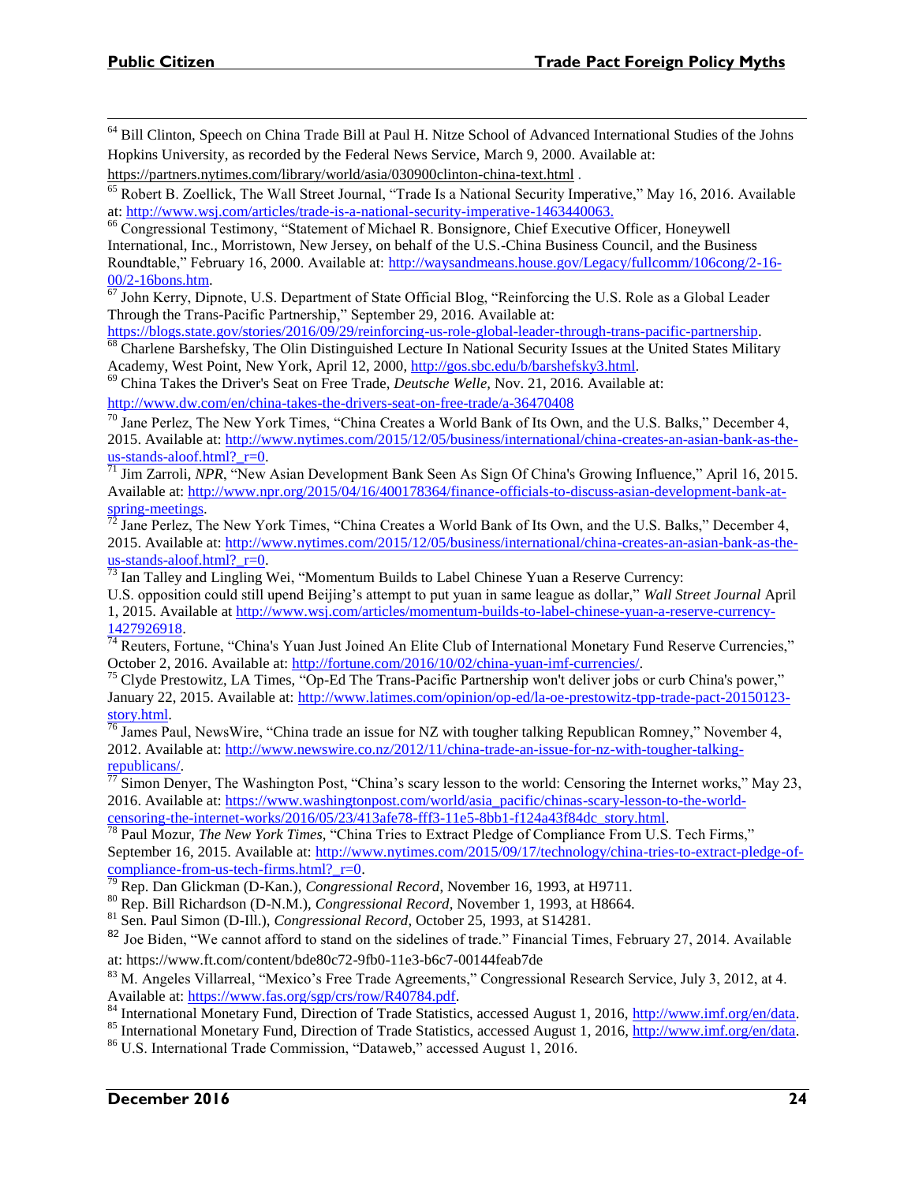[64] Bill Clinton, Speech on China Trade Bill at Paul H. Nitze School of Advanced International Studies of the Johns Hopkins University, as recorded by the Federal News Service, March 9, 2000. Available at: https://partners.nytimes.com/library/world/asia/030900clinton-china-text.html .

[65] Robert B. Zoellick, The Wall Street Journal, "Trade Is a National Security Imperative," May 16, 2016. Available at: http://www.wsj.com/articles/trade-is-a-national-security-imperative-1463440063.

[66] Congressional Testimony, "Statement of Michael R. Bonsignore, Chief Executive Officer, Honeywell International, Inc., Morristown, New Jersey, on behalf of the U.S.-China Business Council, and the Business Roundtable," February 16, 2000. Available at: http://waysandmeans.house.gov/Legacy/fullcomm/106cong/2-16-00/2-16bons.htm.

[67] John Kerry, Dipnote, U.S. Department of State Official Blog, "Reinforcing the U.S. Role as a Global Leader Through the Trans-Pacific Partnership," September 29, 2016. Available at: https://blogs.state.gov/stories/2016/09/29/reinforcing-us-role-global-leader-through-trans-pacific-partnership.

[68] Charlene Barshefsky, The Olin Distinguished Lecture In National Security Issues at the United States Military Academy, West Point, New York, April 12, 2000, http://gos.sbc.edu/b/barshefsky3.html.

[69] China Takes the Driver's Seat on Free Trade, *Deutsche Welle,* Nov. 21, 2016. Available at: http://www.dw.com/en/china-takes-the-drivers-seat-on-free-trade/a-36470408

[70] Jane Perlez, The New York Times, "China Creates a World Bank of Its Own, and the U.S. Balks," December 4, 2015. Available at: http://www.nytimes.com/2015/12/05/business/international/china-creates-an-asian-bank-as-the-us-stands-aloof.html?_r=0.

[71] Jim Zarroli, *NPR*, "New Asian Development Bank Seen As Sign Of China's Growing Influence," April 16, 2015. Available at: http://www.npr.org/2015/04/16/400178364/finance-officials-to-discuss-asian-development-bank-at-spring-meetings.

[72] Jane Perlez, The New York Times, "China Creates a World Bank of Its Own, and the U.S. Balks," December 4, 2015. Available at: http://www.nytimes.com/2015/12/05/business/international/china-creates-an-asian-bank-as-the-us-stands-aloof.html?_r=0.

[73] Ian Talley and Lingling Wei, "Momentum Builds to Label Chinese Yuan a Reserve Currency: U.S. opposition could still upend Beijing's attempt to put yuan in same league as dollar," *Wall Street Journal* April 1, 2015. Available at http://www.wsj.com/articles/momentum-builds-to-label-chinese-yuan-a-reserve-currency-1427926918.

[74] Reuters, Fortune, "China's Yuan Just Joined An Elite Club of International Monetary Fund Reserve Currencies," October 2, 2016. Available at: http://fortune.com/2016/10/02/china-yuan-imf-currencies/.

[75] Clyde Prestowitz, LA Times, "Op-Ed The Trans-Pacific Partnership won't deliver jobs or curb China's power," January 22, 2015. Available at: http://www.latimes.com/opinion/op-ed/la-oe-prestowitz-tpp-trade-pact-20150123-story.html.

[76] James Paul, NewsWire, "China trade an issue for NZ with tougher talking Republican Romney," November 4, 2012. Available at: http://www.newswire.co.nz/2012/11/china-trade-an-issue-for-nz-with-tougher-talking-republicans/.

[77] Simon Denyer, The Washington Post, "China's scary lesson to the world: Censoring the Internet works," May 23, 2016. Available at: https://www.washingtonpost.com/world/asia_pacific/chinas-scary-lesson-to-the-world-censoring-the-internet-works/2016/05/23/413afe78-fff3-11e5-8bb1-f124a43f84dc_story.html.

[78] Paul Mozur, *The New York Times*, "China Tries to Extract Pledge of Compliance From U.S. Tech Firms," September 16, 2015. Available at: http://www.nytimes.com/2015/09/17/technology/china-tries-to-extract-pledge-of-compliance-from-us-tech-firms.html?_r=0.

[79] Rep. Dan Glickman (D-Kan.), *Congressional Record*, November 16, 1993, at H9711.

[80] Rep. Bill Richardson (D-N.M.), *Congressional Record*, November 1, 1993, at H8664.

[81] Sen. Paul Simon (D-Ill.), *Congressional Record*, October 25, 1993, at S14281.

[82] Joe Biden, "We cannot afford to stand on the sidelines of trade." Financial Times, February 27, 2014. Available at: https://www.ft.com/content/bde80c72-9fb0-11e3-b6c7-00144feab7de

[83] M. Angeles Villarreal, "Mexico's Free Trade Agreements," Congressional Research Service, July 3, 2012, at 4. Available at: https://www.fas.org/sgp/crs/row/R40784.pdf.

[84] International Monetary Fund, Direction of Trade Statistics, accessed August 1, 2016, http://www.imf.org/en/data.

[85] International Monetary Fund, Direction of Trade Statistics, accessed August 1, 2016, http://www.imf.org/en/data.

[86] U.S. International Trade Commission, "Dataweb," accessed August 1, 2016.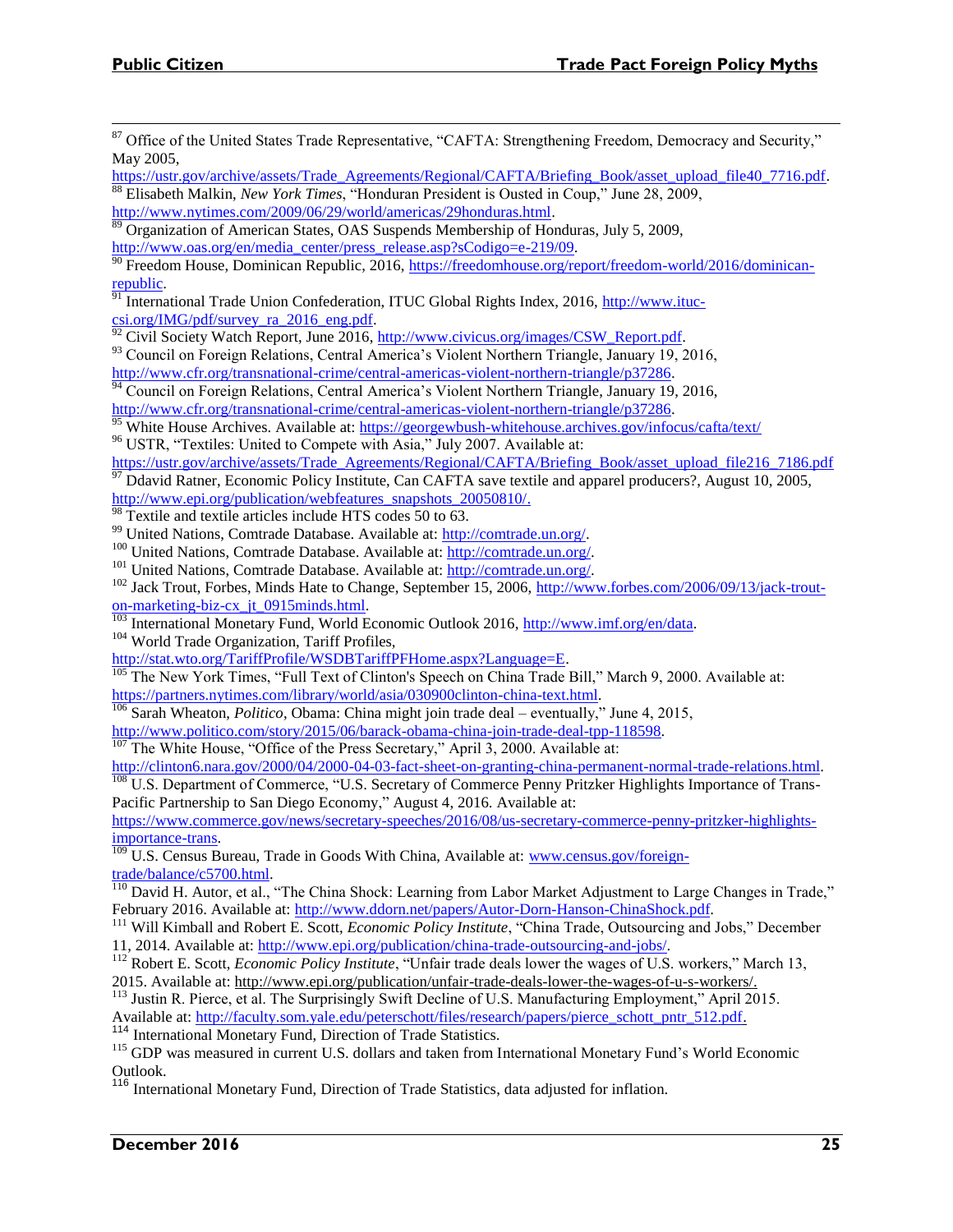[87] Office of the United States Trade Representative, "CAFTA: Strengthening Freedom, Democracy and Security," May 2005, https://ustr.gov/archive/assets/Trade_Agreements/Regional/CAFTA/Briefing_Book/asset_upload_file40_7716.pdf.

[88] Elisabeth Malkin, *New York Times*, "Honduran President is Ousted in Coup," June 28, 2009, http://www.nytimes.com/2009/06/29/world/americas/29honduras.html.

[89] Organization of American States, OAS Suspends Membership of Honduras, July 5, 2009, http://www.oas.org/en/media_center/press_release.asp?sCodigo=e-219/09.

[90] Freedom House, Dominican Republic, 2016, https://freedomhouse.org/report/freedom-world/2016/dominican-republic.

[91] International Trade Union Confederation, ITUC Global Rights Index, 2016, http://www.ituc-csi.org/IMG/pdf/survey_ra_2016_eng.pdf.

[92] Civil Society Watch Report, June 2016, http://www.civicus.org/images/CSW_Report.pdf.

[93] Council on Foreign Relations, Central America's Violent Northern Triangle, January 19, 2016, http://www.cfr.org/transnational-crime/central-americas-violent-northern-triangle/p37286.

[94] Council on Foreign Relations, Central America's Violent Northern Triangle, January 19, 2016, http://www.cfr.org/transnational-crime/central-americas-violent-northern-triangle/p37286.

[95] White House Archives. Available at: https://georgewbush-whitehouse.archives.gov/infocus/cafta/text/

[96] USTR, "Textiles: United to Compete with Asia," July 2007. Available at: https://ustr.gov/archive/assets/Trade_Agreements/Regional/CAFTA/Briefing_Book/asset_upload_file216_7186.pdf

[97] Ddavid Ratner, Economic Policy Institute, Can CAFTA save textile and apparel producers?, August 10, 2005, http://www.epi.org/publication/webfeatures_snapshots_20050810/.

[98] Textile and textile articles include HTS codes 50 to 63.

[99] United Nations, Comtrade Database. Available at: http://comtrade.un.org/.

[100] United Nations, Comtrade Database. Available at: http://comtrade.un.org/.

[101] United Nations, Comtrade Database. Available at: http://comtrade.un.org/.

[102] Jack Trout, Forbes, Minds Hate to Change, September 15, 2006, http://www.forbes.com/2006/09/13/jack-trout-on-marketing-biz-cx_jt_0915minds.html.

[103] International Monetary Fund, World Economic Outlook 2016, http://www.imf.org/en/data.

[104] World Trade Organization, Tariff Profiles, http://stat.wto.org/TariffProfile/WSDBTariffPFHome.aspx?Language=E.

[105] The New York Times, "Full Text of Clinton's Speech on China Trade Bill," March 9, 2000. Available at: https://partners.nytimes.com/library/world/asia/030900clinton-china-text.html.

[106] Sarah Wheaton, *Politico*, Obama: China might join trade deal – eventually," June 4, 2015, http://www.politico.com/story/2015/06/barack-obama-china-join-trade-deal-tpp-118598.

[107] The White House, "Office of the Press Secretary," April 3, 2000. Available at: http://clinton6.nara.gov/2000/04/2000-04-03-fact-sheet-on-granting-china-permanent-normal-trade-relations.html.

[108] U.S. Department of Commerce, "U.S. Secretary of Commerce Penny Pritzker Highlights Importance of Trans-Pacific Partnership to San Diego Economy," August 4, 2016. Available at: https://www.commerce.gov/news/secretary-speeches/2016/08/us-secretary-commerce-penny-pritzker-highlights-importance-trans.

[109] U.S. Census Bureau, Trade in Goods With China, Available at: www.census.gov/foreign-trade/balance/c5700.html.

[110] David H. Autor, et al., "The China Shock: Learning from Labor Market Adjustment to Large Changes in Trade," February 2016. Available at: http://www.ddorn.net/papers/Autor-Dorn-Hanson-ChinaShock.pdf.

[111] Will Kimball and Robert E. Scott, *Economic Policy Institute*, "China Trade, Outsourcing and Jobs," December 11, 2014. Available at: http://www.epi.org/publication/china-trade-outsourcing-and-jobs/.

[112] Robert E. Scott, *Economic Policy Institute*, "Unfair trade deals lower the wages of U.S. workers," March 13, 2015. Available at: http://www.epi.org/publication/unfair-trade-deals-lower-the-wages-of-u-s-workers/.

[113] Justin R. Pierce, et al. The Surprisingly Swift Decline of U.S. Manufacturing Employment," April 2015. Available at: http://faculty.som.yale.edu/peterschott/files/research/papers/pierce_schott_pntr_512.pdf.

[114] International Monetary Fund, Direction of Trade Statistics.

[115] GDP was measured in current U.S. dollars and taken from International Monetary Fund's World Economic Outlook.

[116] International Monetary Fund, Direction of Trade Statistics, data adjusted for inflation.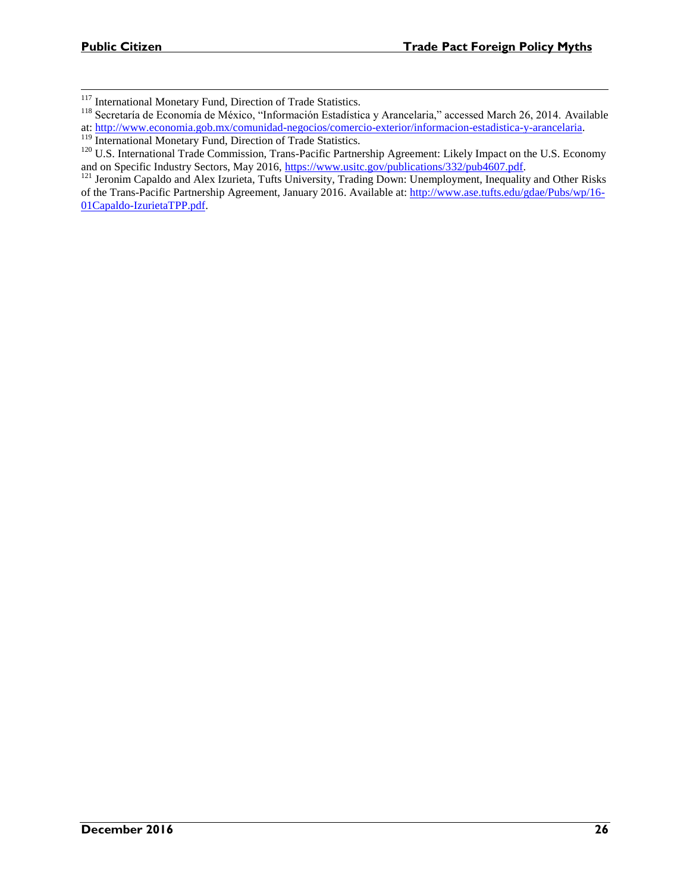[117] International Monetary Fund, Direction of Trade Statistics.

[118] Secretaría de Economía de México, "Información Estadística y Arancelaria," accessed March 26, 2014. Available at: http://www.economia.gob.mx/comunidad-negocios/comercio-exterior/informacion-estadistica-y-arancelaria.

[119] International Monetary Fund, Direction of Trade Statistics.

[120] U.S. International Trade Commission, Trans-Pacific Partnership Agreement: Likely Impact on the U.S. Economy and on Specific Industry Sectors, May 2016, https://www.usitc.gov/publications/332/pub4607.pdf.

[121] Jeronim Capaldo and Alex Izurieta, Tufts University, Trading Down: Unemployment, Inequality and Other Risks of the Trans-Pacific Partnership Agreement, January 2016. Available at: http://www.ase.tufts.edu/gdae/Pubs/wp/16-01Capaldo-IzurietaTPP.pdf.